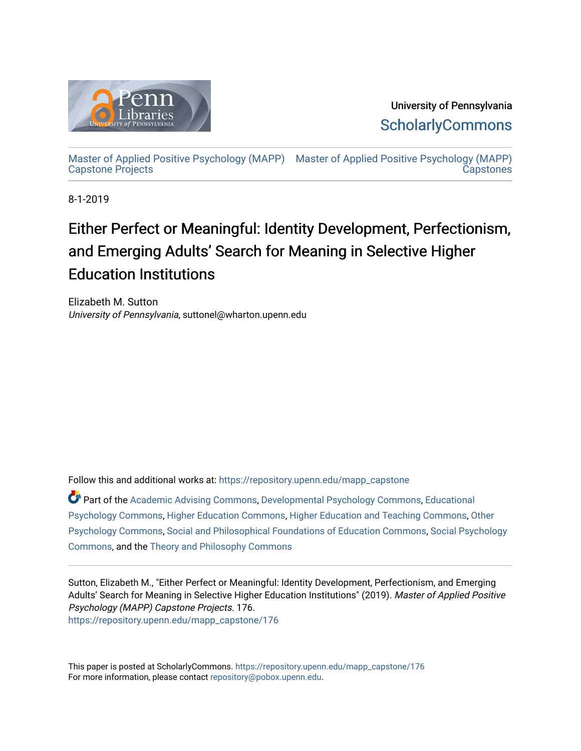University of Pennsylvania
ScholarlyCommons

Master of Applied Positive Psychology (MAPP) Capstone Projects | Master of Applied Positive Psychology (MAPP) Capstones

8-1-2019

# Either Perfect or Meaningful: Identity Development, Perfectionism, and Emerging Adults' Search for Meaning in Selective Higher Education Institutions

Elizabeth M. Sutton
*University of Pennsylvania*, suttonel@wharton.upenn.edu

Follow this and additional works at: https://repository.upenn.edu/mapp_capstone

Part of the Academic Advising Commons, Developmental Psychology Commons, Educational Psychology Commons, Higher Education Commons, Higher Education and Teaching Commons, Other Psychology Commons, Social and Philosophical Foundations of Education Commons, Social Psychology Commons, and the Theory and Philosophy Commons

Sutton, Elizabeth M., "Either Perfect or Meaningful: Identity Development, Perfectionism, and Emerging Adults' Search for Meaning in Selective Higher Education Institutions" (2019). *Master of Applied Positive Psychology (MAPP) Capstone Projects*. 176.
https://repository.upenn.edu/mapp_capstone/176

This paper is posted at ScholarlyCommons. https://repository.upenn.edu/mapp_capstone/176
For more information, please contact repository@pobox.upenn.edu.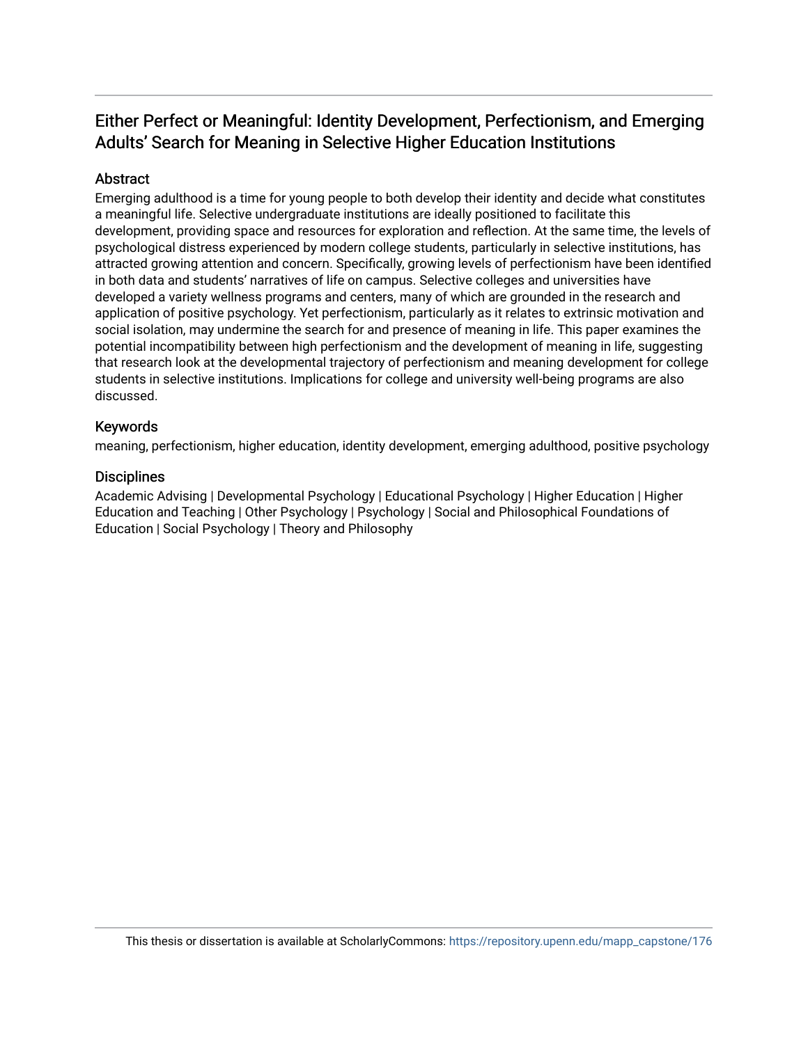## Either Perfect or Meaningful: Identity Development, Perfectionism, and Emerging Adults' Search for Meaning in Selective Higher Education Institutions

### Abstract

Emerging adulthood is a time for young people to both develop their identity and decide what constitutes a meaningful life. Selective undergraduate institutions are ideally positioned to facilitate this development, providing space and resources for exploration and reflection. At the same time, the levels of psychological distress experienced by modern college students, particularly in selective institutions, has attracted growing attention and concern. Specifically, growing levels of perfectionism have been identified in both data and students' narratives of life on campus. Selective colleges and universities have developed a variety wellness programs and centers, many of which are grounded in the research and application of positive psychology. Yet perfectionism, particularly as it relates to extrinsic motivation and social isolation, may undermine the search for and presence of meaning in life. This paper examines the potential incompatibility between high perfectionism and the development of meaning in life, suggesting that research look at the developmental trajectory of perfectionism and meaning development for college students in selective institutions. Implications for college and university well-being programs are also discussed.

### Keywords

meaning, perfectionism, higher education, identity development, emerging adulthood, positive psychology

### Disciplines

Academic Advising | Developmental Psychology | Educational Psychology | Higher Education | Higher Education and Teaching | Other Psychology | Psychology | Social and Philosophical Foundations of Education | Social Psychology | Theory and Philosophy

This thesis or dissertation is available at ScholarlyCommons: https://repository.upenn.edu/mapp_capstone/176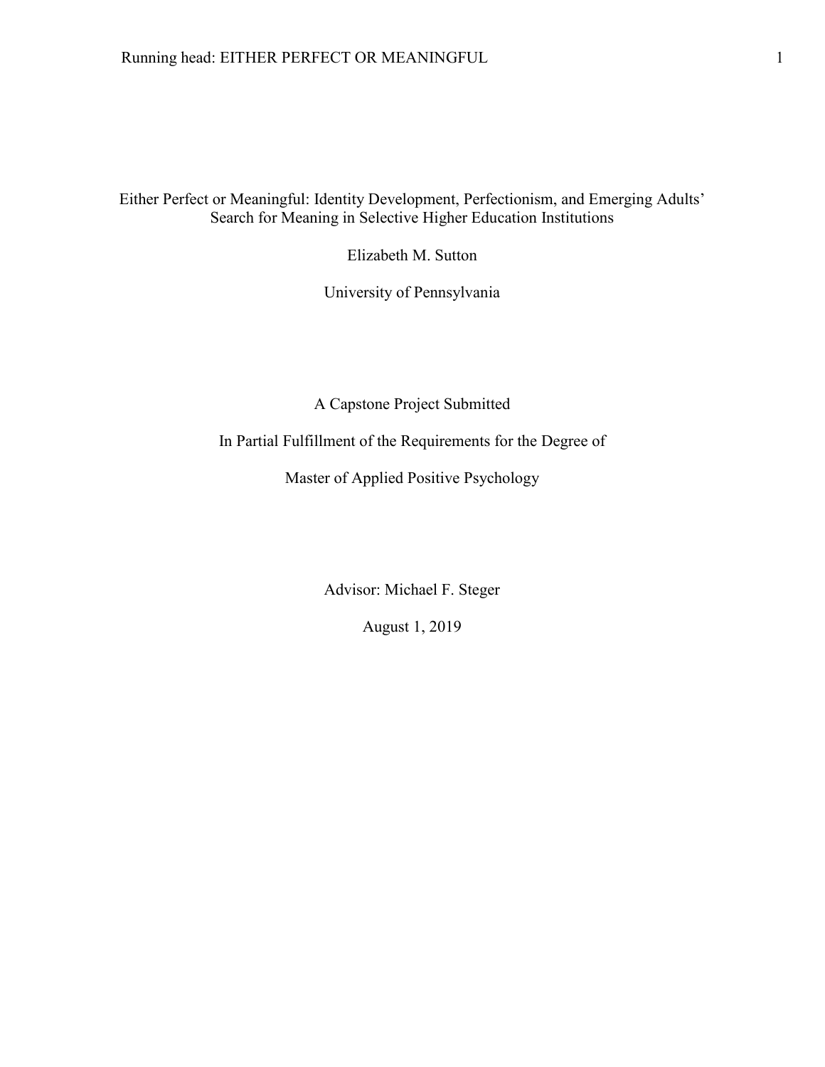# Either Perfect or Meaningful: Identity Development, Perfectionism, and Emerging Adults' Search for Meaning in Selective Higher Education Institutions

Elizabeth M. Sutton

University of Pennsylvania

A Capstone Project Submitted

In Partial Fulfillment of the Requirements for the Degree of

Master of Applied Positive Psychology

Advisor: Michael F. Steger

August 1, 2019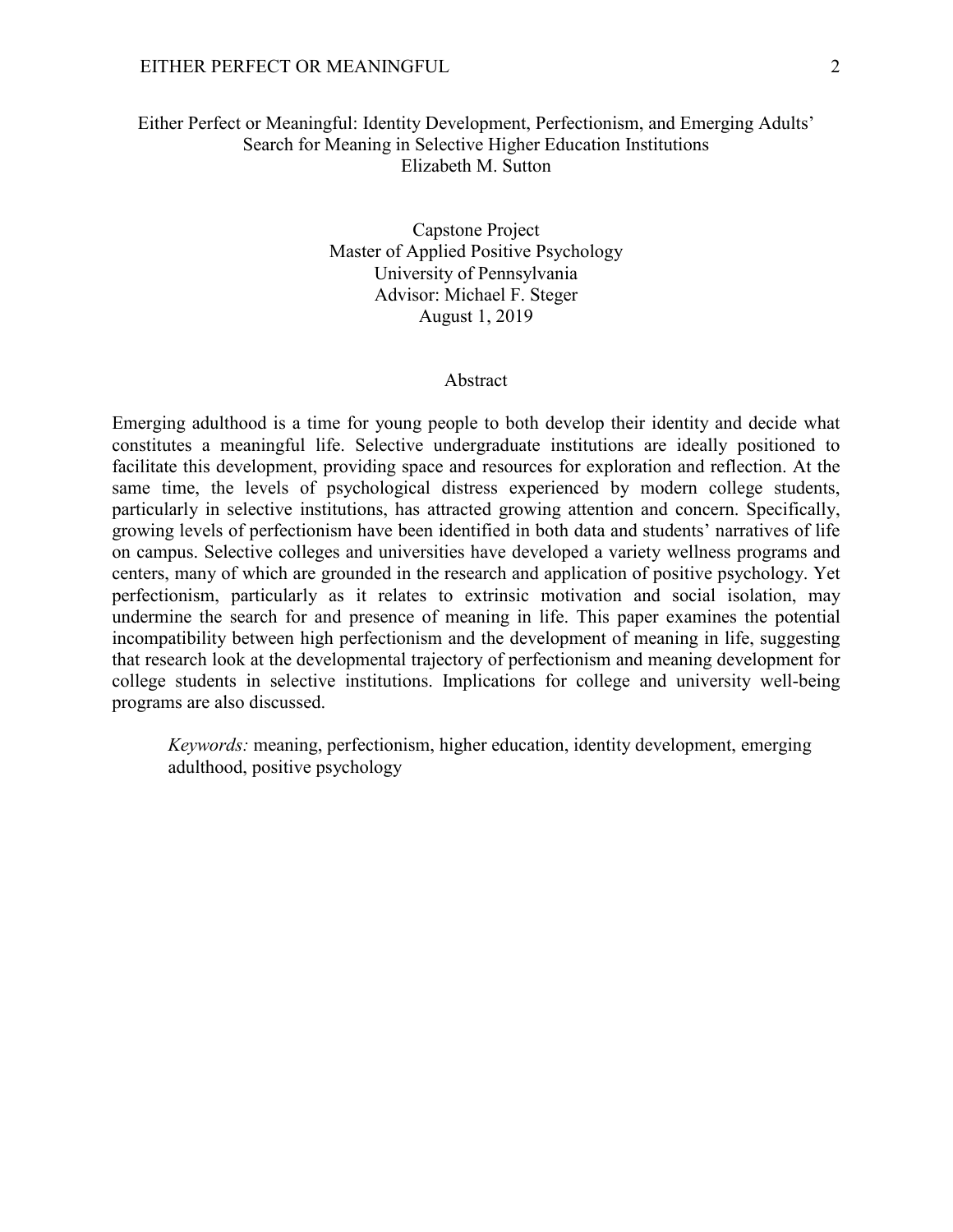Either Perfect or Meaningful: Identity Development, Perfectionism, and Emerging Adults' Search for Meaning in Selective Higher Education Institutions

Elizabeth M. Sutton

Capstone Project
Master of Applied Positive Psychology
University of Pennsylvania
Advisor: Michael F. Steger
August 1, 2019

## Abstract

Emerging adulthood is a time for young people to both develop their identity and decide what constitutes a meaningful life. Selective undergraduate institutions are ideally positioned to facilitate this development, providing space and resources for exploration and reflection. At the same time, the levels of psychological distress experienced by modern college students, particularly in selective institutions, has attracted growing attention and concern. Specifically, growing levels of perfectionism have been identified in both data and students' narratives of life on campus. Selective colleges and universities have developed a variety wellness programs and centers, many of which are grounded in the research and application of positive psychology. Yet perfectionism, particularly as it relates to extrinsic motivation and social isolation, may undermine the search for and presence of meaning in life. This paper examines the potential incompatibility between high perfectionism and the development of meaning in life, suggesting that research look at the developmental trajectory of perfectionism and meaning development for college students in selective institutions. Implications for college and university well-being programs are also discussed.

*Keywords:* meaning, perfectionism, higher education, identity development, emerging adulthood, positive psychology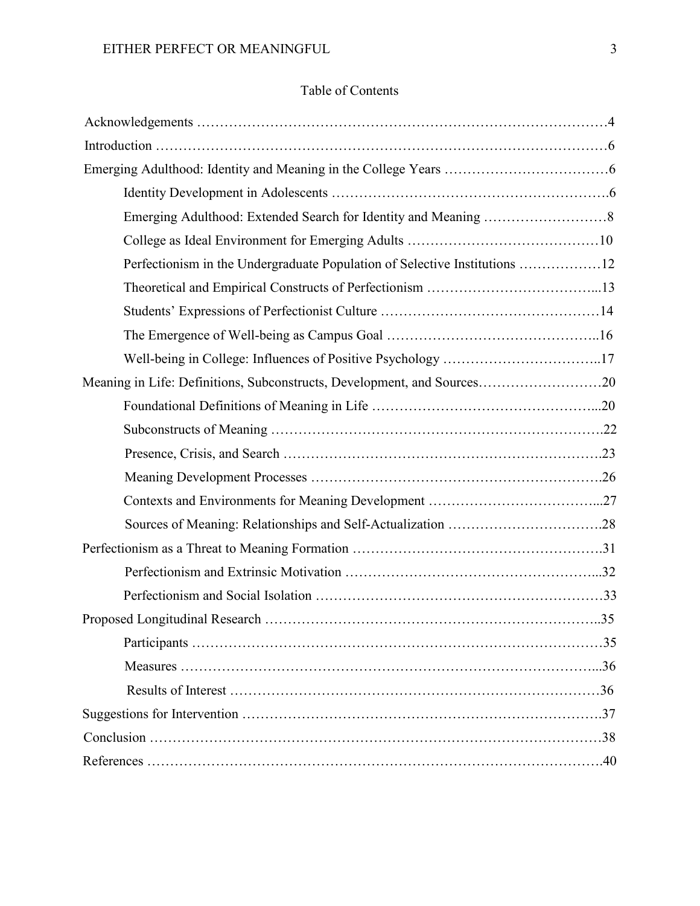# Table of Contents

Acknowledgements ……………………………………………………………………………4

Introduction ……………………………………………………………………………………6

Emerging Adulthood: Identity and Meaning in the College Years ………………………………6

- Identity Development in Adolescents ………………………………………………………6
- Emerging Adulthood: Extended Search for Identity and Meaning ………………………8
- College as Ideal Environment for Emerging Adults ……………………………………10
- Perfectionism in the Undergraduate Population of Selective Institutions ………………12
- Theoretical and Empirical Constructs of Perfectionism ………………………………...13
- Students' Expressions of Perfectionist Culture …………………………………………14
- The Emergence of Well-being as Campus Goal ………………………………………..16
- Well-being in College: Influences of Positive Psychology ……………………………..17

Meaning in Life: Definitions, Subconstructs, Development, and Sources………………………20

- Foundational Definitions of Meaning in Life …………………………………………...20
- Subconstructs of Meaning ……………………………………………………………….22
- Presence, Crisis, and Search …………………………………………………………….23
- Meaning Development Processes ……………………………………………………….26
- Contexts and Environments for Meaning Development ………………………………...27
- Sources of Meaning: Relationships and Self-Actualization …………………………….28

Perfectionism as a Threat to Meaning Formation ……………………………………………….31

- Perfectionism and Extrinsic Motivation ………………………………………………...32
- Perfectionism and Social Isolation ………………………………………………………33

Proposed Longitudinal Research ………………………………………………………………..35

- Participants ………………………………………………………………………………35
- Measures ………………………………………………………………………………...36
- Results of Interest ………………………………………………………………………36

Suggestions for Intervention …………………………………………………………………….37

Conclusion ………………………………………………………………………………………38

References ……………………………………………………………………………………….40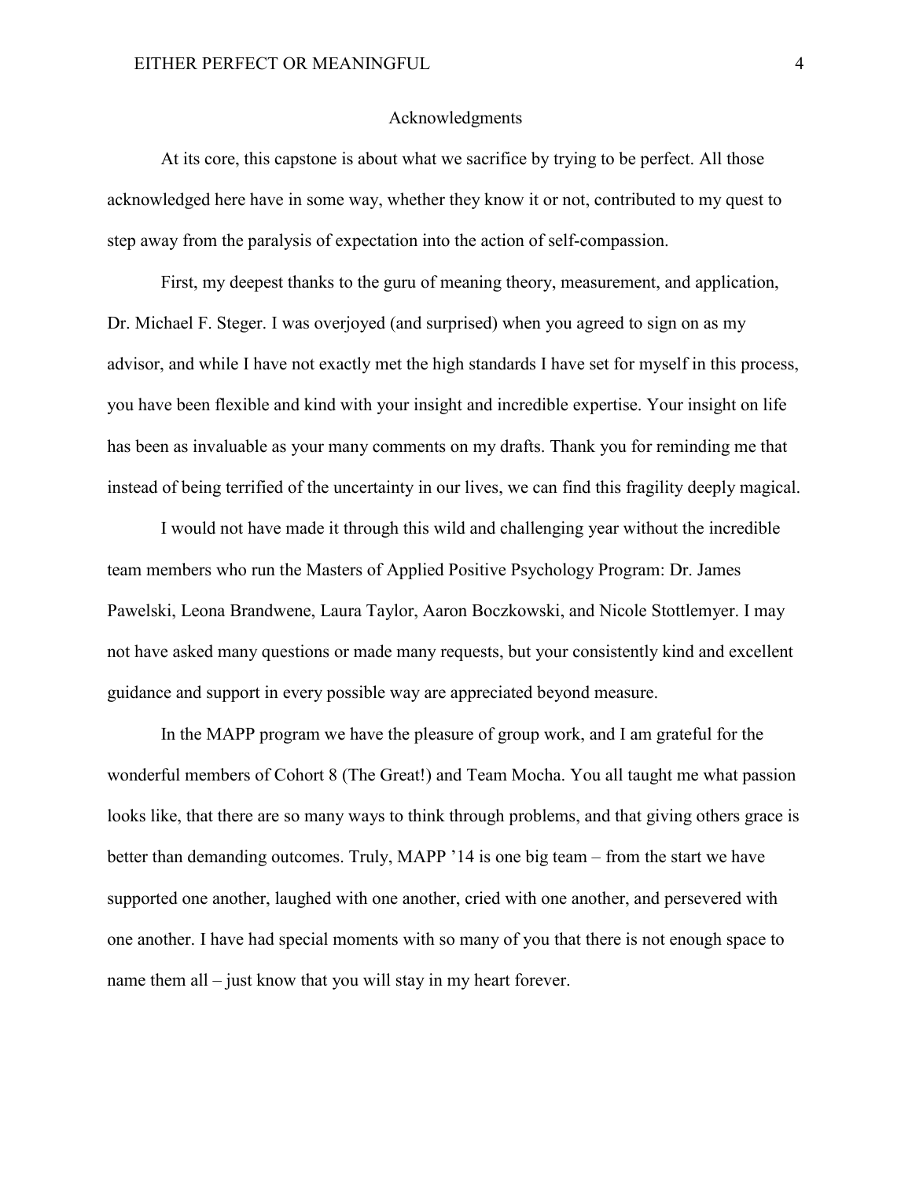# Acknowledgments

At its core, this capstone is about what we sacrifice by trying to be perfect. All those acknowledged here have in some way, whether they know it or not, contributed to my quest to step away from the paralysis of expectation into the action of self-compassion.

First, my deepest thanks to the guru of meaning theory, measurement, and application, Dr. Michael F. Steger. I was overjoyed (and surprised) when you agreed to sign on as my advisor, and while I have not exactly met the high standards I have set for myself in this process, you have been flexible and kind with your insight and incredible expertise. Your insight on life has been as invaluable as your many comments on my drafts. Thank you for reminding me that instead of being terrified of the uncertainty in our lives, we can find this fragility deeply magical.

I would not have made it through this wild and challenging year without the incredible team members who run the Masters of Applied Positive Psychology Program: Dr. James Pawelski, Leona Brandwene, Laura Taylor, Aaron Boczkowski, and Nicole Stottlemyer. I may not have asked many questions or made many requests, but your consistently kind and excellent guidance and support in every possible way are appreciated beyond measure.

In the MAPP program we have the pleasure of group work, and I am grateful for the wonderful members of Cohort 8 (The Great!) and Team Mocha. You all taught me what passion looks like, that there are so many ways to think through problems, and that giving others grace is better than demanding outcomes. Truly, MAPP '14 is one big team – from the start we have supported one another, laughed with one another, cried with one another, and persevered with one another. I have had special moments with so many of you that there is not enough space to name them all – just know that you will stay in my heart forever.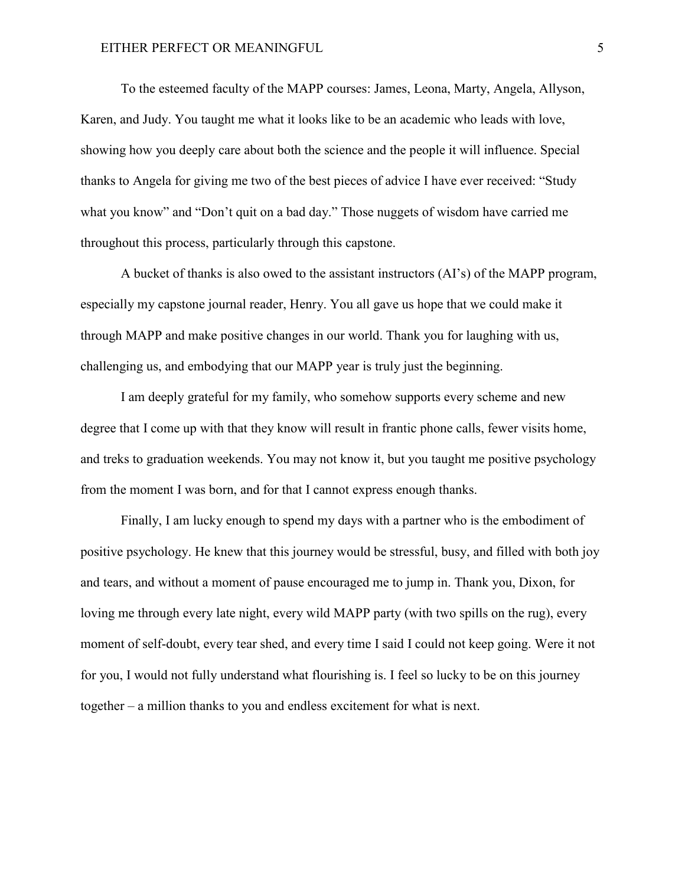To the esteemed faculty of the MAPP courses: James, Leona, Marty, Angela, Allyson, Karen, and Judy. You taught me what it looks like to be an academic who leads with love, showing how you deeply care about both the science and the people it will influence. Special thanks to Angela for giving me two of the best pieces of advice I have ever received: "Study what you know" and "Don't quit on a bad day." Those nuggets of wisdom have carried me throughout this process, particularly through this capstone.

A bucket of thanks is also owed to the assistant instructors (AI's) of the MAPP program, especially my capstone journal reader, Henry. You all gave us hope that we could make it through MAPP and make positive changes in our world. Thank you for laughing with us, challenging us, and embodying that our MAPP year is truly just the beginning.

I am deeply grateful for my family, who somehow supports every scheme and new degree that I come up with that they know will result in frantic phone calls, fewer visits home, and treks to graduation weekends. You may not know it, but you taught me positive psychology from the moment I was born, and for that I cannot express enough thanks.

Finally, I am lucky enough to spend my days with a partner who is the embodiment of positive psychology. He knew that this journey would be stressful, busy, and filled with both joy and tears, and without a moment of pause encouraged me to jump in. Thank you, Dixon, for loving me through every late night, every wild MAPP party (with two spills on the rug), every moment of self-doubt, every tear shed, and every time I said I could not keep going. Were it not for you, I would not fully understand what flourishing is. I feel so lucky to be on this journey together – a million thanks to you and endless excitement for what is next.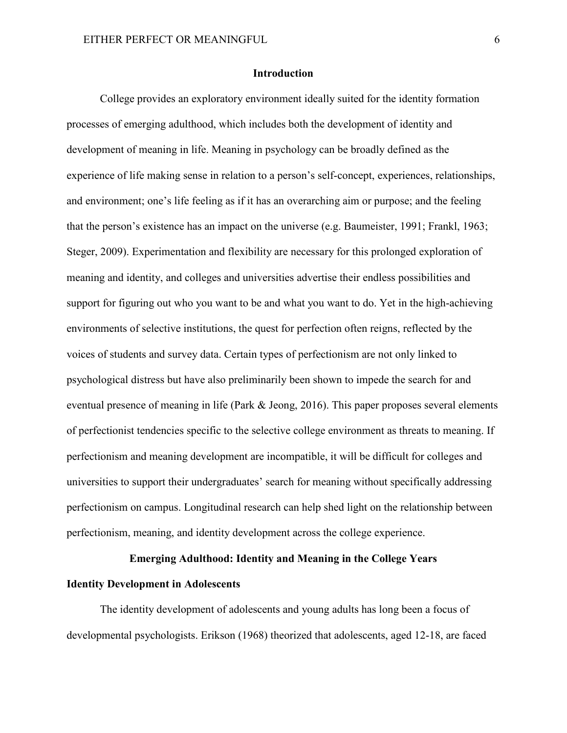## Introduction

College provides an exploratory environment ideally suited for the identity formation processes of emerging adulthood, which includes both the development of identity and development of meaning in life. Meaning in psychology can be broadly defined as the experience of life making sense in relation to a person's self-concept, experiences, relationships, and environment; one's life feeling as if it has an overarching aim or purpose; and the feeling that the person's existence has an impact on the universe (e.g. Baumeister, 1991; Frankl, 1963; Steger, 2009). Experimentation and flexibility are necessary for this prolonged exploration of meaning and identity, and colleges and universities advertise their endless possibilities and support for figuring out who you want to be and what you want to do. Yet in the high-achieving environments of selective institutions, the quest for perfection often reigns, reflected by the voices of students and survey data. Certain types of perfectionism are not only linked to psychological distress but have also preliminarily been shown to impede the search for and eventual presence of meaning in life (Park & Jeong, 2016). This paper proposes several elements of perfectionist tendencies specific to the selective college environment as threats to meaning. If perfectionism and meaning development are incompatible, it will be difficult for colleges and universities to support their undergraduates' search for meaning without specifically addressing perfectionism on campus. Longitudinal research can help shed light on the relationship between perfectionism, meaning, and identity development across the college experience.

## Emerging Adulthood: Identity and Meaning in the College Years

### Identity Development in Adolescents

The identity development of adolescents and young adults has long been a focus of developmental psychologists. Erikson (1968) theorized that adolescents, aged 12-18, are faced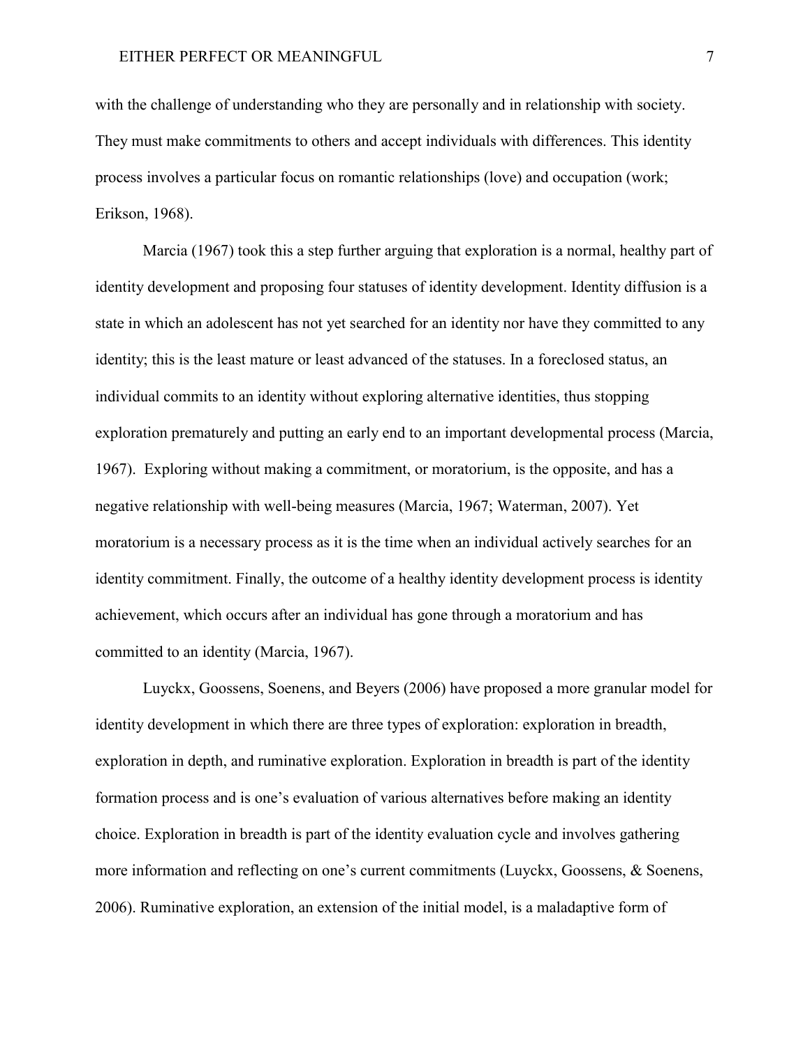with the challenge of understanding who they are personally and in relationship with society. They must make commitments to others and accept individuals with differences. This identity process involves a particular focus on romantic relationships (love) and occupation (work; Erikson, 1968).

Marcia (1967) took this a step further arguing that exploration is a normal, healthy part of identity development and proposing four statuses of identity development. Identity diffusion is a state in which an adolescent has not yet searched for an identity nor have they committed to any identity; this is the least mature or least advanced of the statuses. In a foreclosed status, an individual commits to an identity without exploring alternative identities, thus stopping exploration prematurely and putting an early end to an important developmental process (Marcia, 1967). Exploring without making a commitment, or moratorium, is the opposite, and has a negative relationship with well-being measures (Marcia, 1967; Waterman, 2007). Yet moratorium is a necessary process as it is the time when an individual actively searches for an identity commitment. Finally, the outcome of a healthy identity development process is identity achievement, which occurs after an individual has gone through a moratorium and has committed to an identity (Marcia, 1967).

Luyckx, Goossens, Soenens, and Beyers (2006) have proposed a more granular model for identity development in which there are three types of exploration: exploration in breadth, exploration in depth, and ruminative exploration. Exploration in breadth is part of the identity formation process and is one's evaluation of various alternatives before making an identity choice. Exploration in breadth is part of the identity evaluation cycle and involves gathering more information and reflecting on one's current commitments (Luyckx, Goossens, & Soenens, 2006). Ruminative exploration, an extension of the initial model, is a maladaptive form of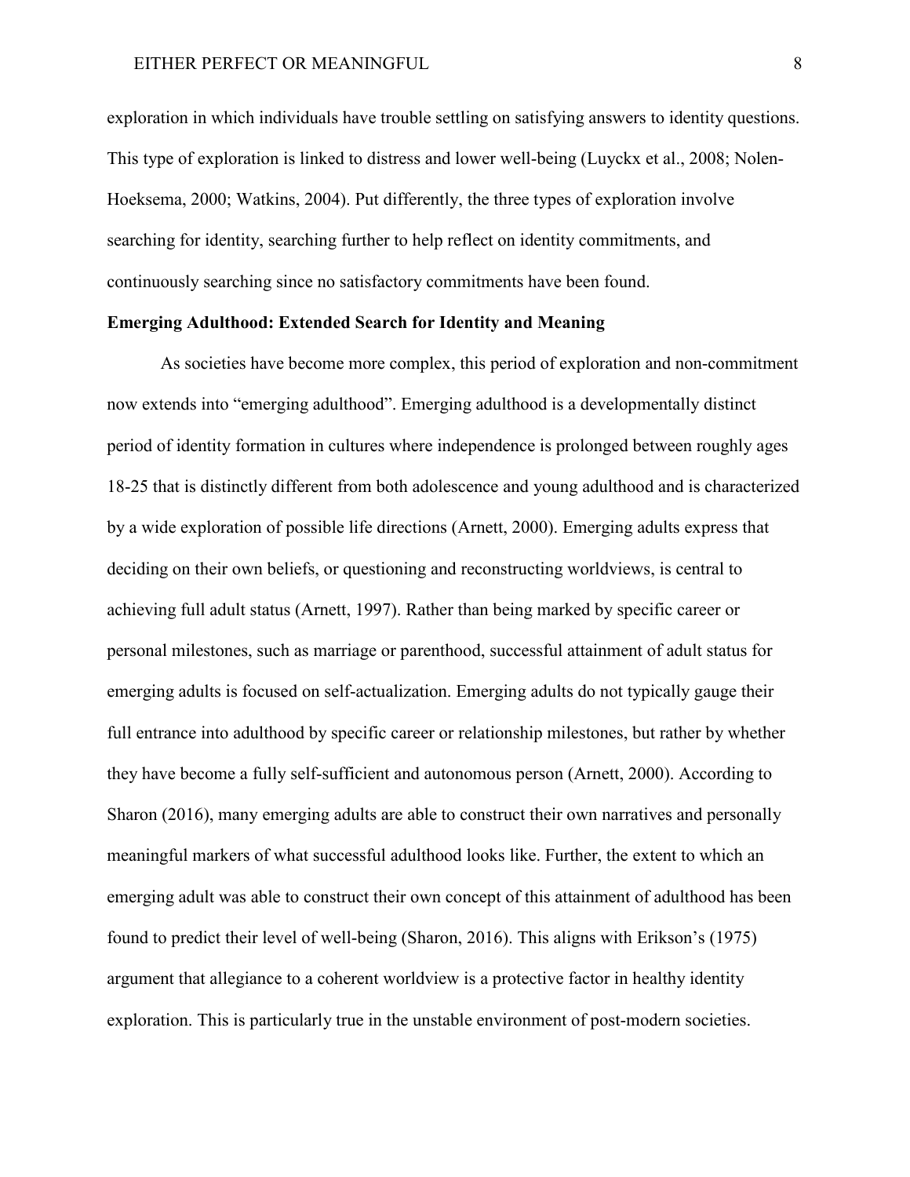exploration in which individuals have trouble settling on satisfying answers to identity questions. This type of exploration is linked to distress and lower well-being (Luyckx et al., 2008; Nolen-Hoeksema, 2000; Watkins, 2004). Put differently, the three types of exploration involve searching for identity, searching further to help reflect on identity commitments, and continuously searching since no satisfactory commitments have been found.

**Emerging Adulthood: Extended Search for Identity and Meaning**

As societies have become more complex, this period of exploration and non-commitment now extends into "emerging adulthood". Emerging adulthood is a developmentally distinct period of identity formation in cultures where independence is prolonged between roughly ages 18-25 that is distinctly different from both adolescence and young adulthood and is characterized by a wide exploration of possible life directions (Arnett, 2000). Emerging adults express that deciding on their own beliefs, or questioning and reconstructing worldviews, is central to achieving full adult status (Arnett, 1997). Rather than being marked by specific career or personal milestones, such as marriage or parenthood, successful attainment of adult status for emerging adults is focused on self-actualization. Emerging adults do not typically gauge their full entrance into adulthood by specific career or relationship milestones, but rather by whether they have become a fully self-sufficient and autonomous person (Arnett, 2000). According to Sharon (2016), many emerging adults are able to construct their own narratives and personally meaningful markers of what successful adulthood looks like. Further, the extent to which an emerging adult was able to construct their own concept of this attainment of adulthood has been found to predict their level of well-being (Sharon, 2016). This aligns with Erikson's (1975) argument that allegiance to a coherent worldview is a protective factor in healthy identity exploration. This is particularly true in the unstable environment of post-modern societies.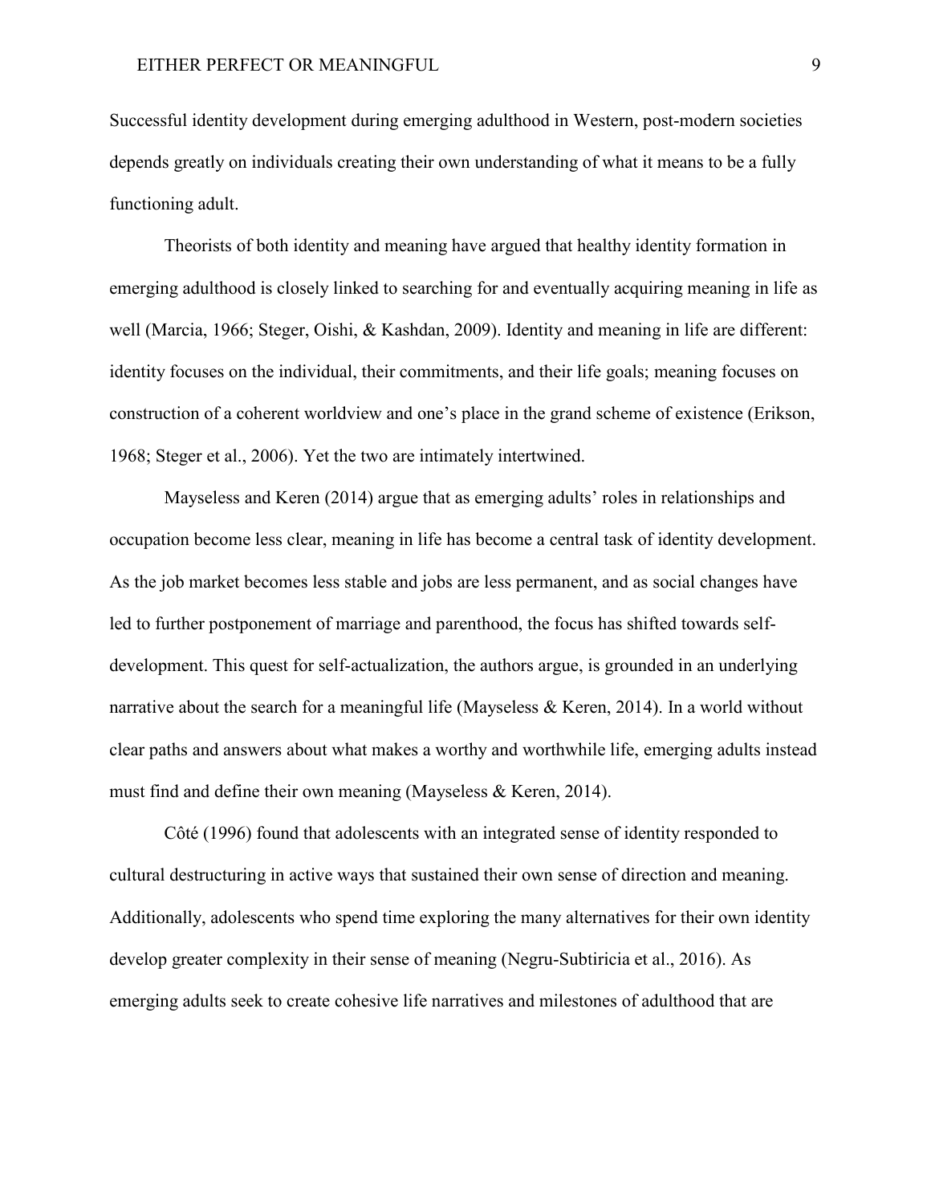Successful identity development during emerging adulthood in Western, post-modern societies depends greatly on individuals creating their own understanding of what it means to be a fully functioning adult.

Theorists of both identity and meaning have argued that healthy identity formation in emerging adulthood is closely linked to searching for and eventually acquiring meaning in life as well (Marcia, 1966; Steger, Oishi, & Kashdan, 2009). Identity and meaning in life are different: identity focuses on the individual, their commitments, and their life goals; meaning focuses on construction of a coherent worldview and one's place in the grand scheme of existence (Erikson, 1968; Steger et al., 2006). Yet the two are intimately intertwined.

Mayseless and Keren (2014) argue that as emerging adults' roles in relationships and occupation become less clear, meaning in life has become a central task of identity development. As the job market becomes less stable and jobs are less permanent, and as social changes have led to further postponement of marriage and parenthood, the focus has shifted towards self-development. This quest for self-actualization, the authors argue, is grounded in an underlying narrative about the search for a meaningful life (Mayseless & Keren, 2014). In a world without clear paths and answers about what makes a worthy and worthwhile life, emerging adults instead must find and define their own meaning (Mayseless & Keren, 2014).

Côté (1996) found that adolescents with an integrated sense of identity responded to cultural destructuring in active ways that sustained their own sense of direction and meaning. Additionally, adolescents who spend time exploring the many alternatives for their own identity develop greater complexity in their sense of meaning (Negru-Subtiricia et al., 2016). As emerging adults seek to create cohesive life narratives and milestones of adulthood that are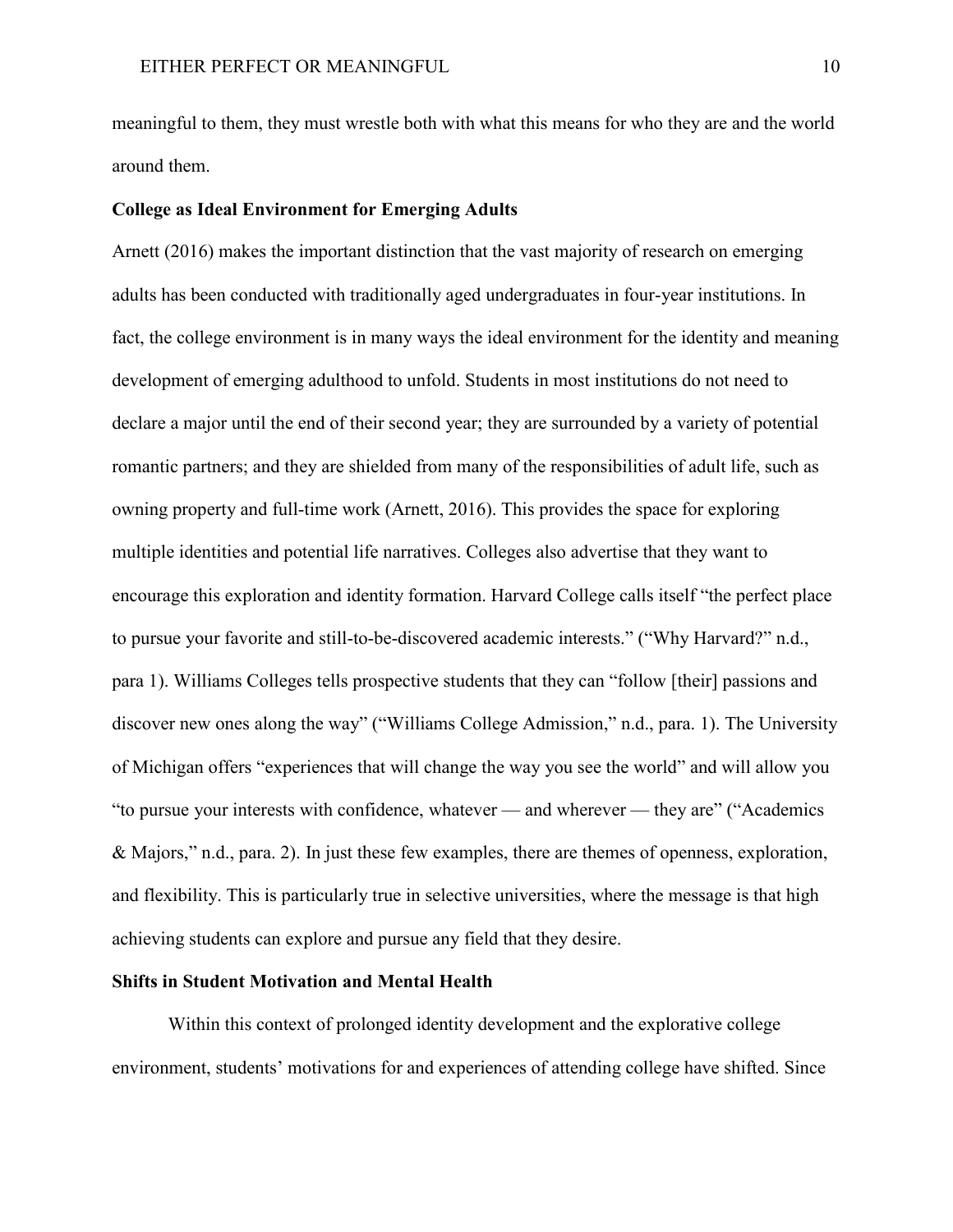meaningful to them, they must wrestle both with what this means for who they are and the world around them.

**College as Ideal Environment for Emerging Adults**

Arnett (2016) makes the important distinction that the vast majority of research on emerging adults has been conducted with traditionally aged undergraduates in four-year institutions. In fact, the college environment is in many ways the ideal environment for the identity and meaning development of emerging adulthood to unfold. Students in most institutions do not need to declare a major until the end of their second year; they are surrounded by a variety of potential romantic partners; and they are shielded from many of the responsibilities of adult life, such as owning property and full-time work (Arnett, 2016). This provides the space for exploring multiple identities and potential life narratives. Colleges also advertise that they want to encourage this exploration and identity formation. Harvard College calls itself "the perfect place to pursue your favorite and still-to-be-discovered academic interests." ("Why Harvard?" n.d., para 1). Williams Colleges tells prospective students that they can "follow [their] passions and discover new ones along the way" ("Williams College Admission," n.d., para. 1). The University of Michigan offers "experiences that will change the way you see the world" and will allow you "to pursue your interests with confidence, whatever — and wherever — they are" ("Academics & Majors," n.d., para. 2). In just these few examples, there are themes of openness, exploration, and flexibility. This is particularly true in selective universities, where the message is that high achieving students can explore and pursue any field that they desire.

**Shifts in Student Motivation and Mental Health**

Within this context of prolonged identity development and the explorative college environment, students' motivations for and experiences of attending college have shifted. Since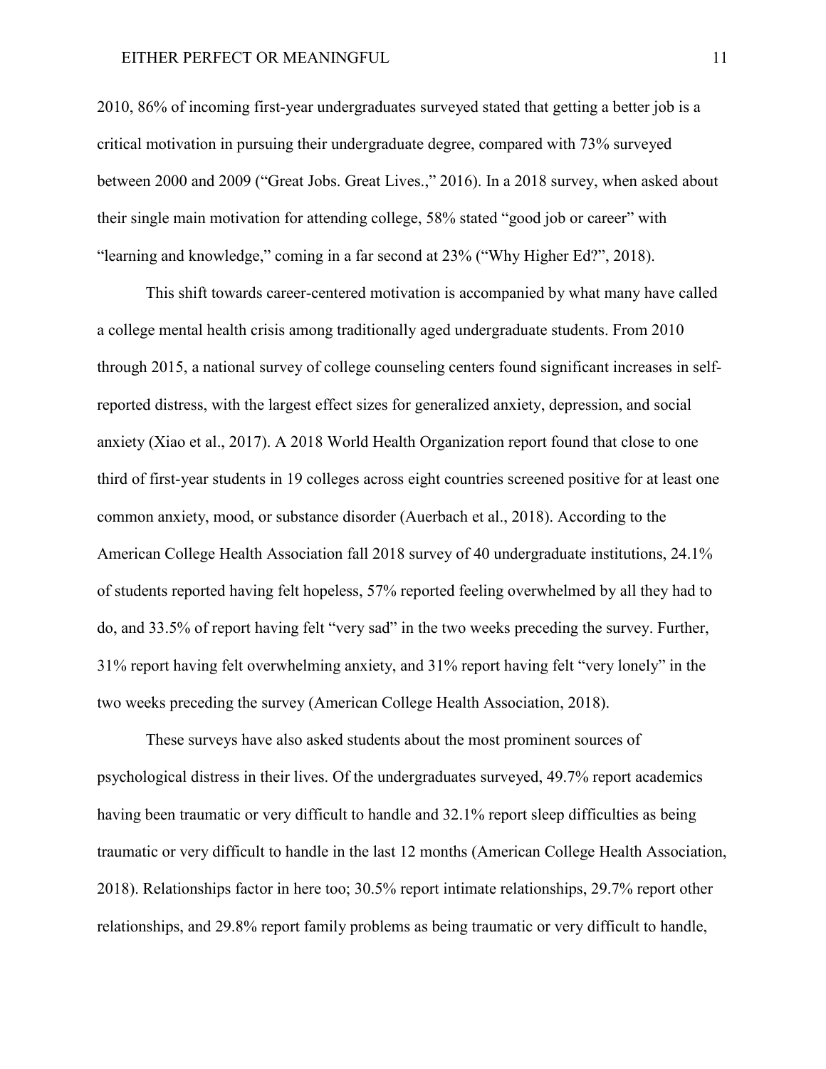2010, 86% of incoming first-year undergraduates surveyed stated that getting a better job is a critical motivation in pursuing their undergraduate degree, compared with 73% surveyed between 2000 and 2009 ("Great Jobs. Great Lives.," 2016). In a 2018 survey, when asked about their single main motivation for attending college, 58% stated "good job or career" with "learning and knowledge," coming in a far second at 23% ("Why Higher Ed?", 2018).

This shift towards career-centered motivation is accompanied by what many have called a college mental health crisis among traditionally aged undergraduate students. From 2010 through 2015, a national survey of college counseling centers found significant increases in self-reported distress, with the largest effect sizes for generalized anxiety, depression, and social anxiety (Xiao et al., 2017). A 2018 World Health Organization report found that close to one third of first-year students in 19 colleges across eight countries screened positive for at least one common anxiety, mood, or substance disorder (Auerbach et al., 2018). According to the American College Health Association fall 2018 survey of 40 undergraduate institutions, 24.1% of students reported having felt hopeless, 57% reported feeling overwhelmed by all they had to do, and 33.5% of report having felt "very sad" in the two weeks preceding the survey. Further, 31% report having felt overwhelming anxiety, and 31% report having felt "very lonely" in the two weeks preceding the survey (American College Health Association, 2018).

These surveys have also asked students about the most prominent sources of psychological distress in their lives. Of the undergraduates surveyed, 49.7% report academics having been traumatic or very difficult to handle and 32.1% report sleep difficulties as being traumatic or very difficult to handle in the last 12 months (American College Health Association, 2018). Relationships factor in here too; 30.5% report intimate relationships, 29.7% report other relationships, and 29.8% report family problems as being traumatic or very difficult to handle,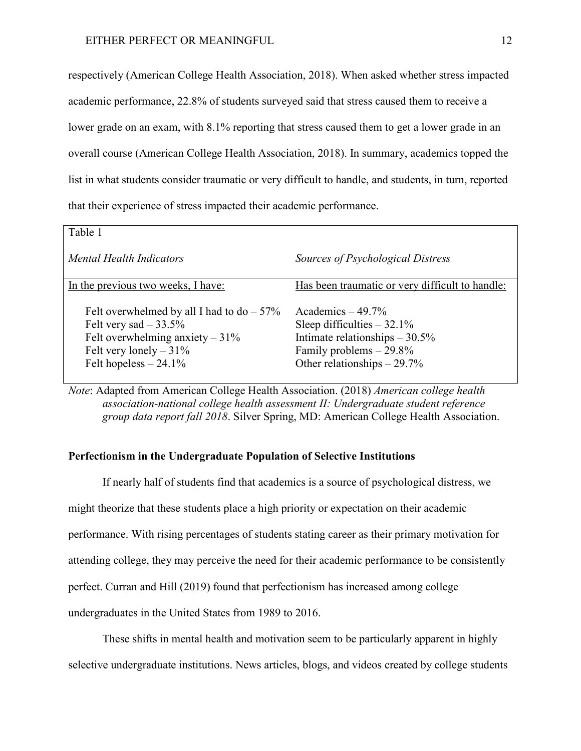respectively (American College Health Association, 2018). When asked whether stress impacted academic performance, 22.8% of students surveyed said that stress caused them to receive a lower grade on an exam, with 8.1% reporting that stress caused them to get a lower grade in an overall course (American College Health Association, 2018). In summary, academics topped the list in what students consider traumatic or very difficult to handle, and students, in turn, reported that their experience of stress impacted their academic performance.

Table 1

| *Mental Health Indicators* | *Sources of Psychological Distress* |
|---|---|
| In the previous two weeks, I have: | Has been traumatic or very difficult to handle: |
| Felt overwhelmed by all I had to do – 57% | Academics – 49.7% |
| Felt very sad – 33.5% | Sleep difficulties – 32.1% |
| Felt overwhelming anxiety – 31% | Intimate relationships – 30.5% |
| Felt very lonely – 31% | Family problems – 29.8% |
| Felt hopeless – 24.1% | Other relationships – 29.7% |

*Note*: Adapted from American College Health Association. (2018) *American college health association-national college health assessment II: Undergraduate student reference group data report fall 2018*. Silver Spring, MD: American College Health Association.

**Perfectionism in the Undergraduate Population of Selective Institutions**

If nearly half of students find that academics is a source of psychological distress, we might theorize that these students place a high priority or expectation on their academic performance. With rising percentages of students stating career as their primary motivation for attending college, they may perceive the need for their academic performance to be consistently perfect. Curran and Hill (2019) found that perfectionism has increased among college undergraduates in the United States from 1989 to 2016.

These shifts in mental health and motivation seem to be particularly apparent in highly selective undergraduate institutions. News articles, blogs, and videos created by college students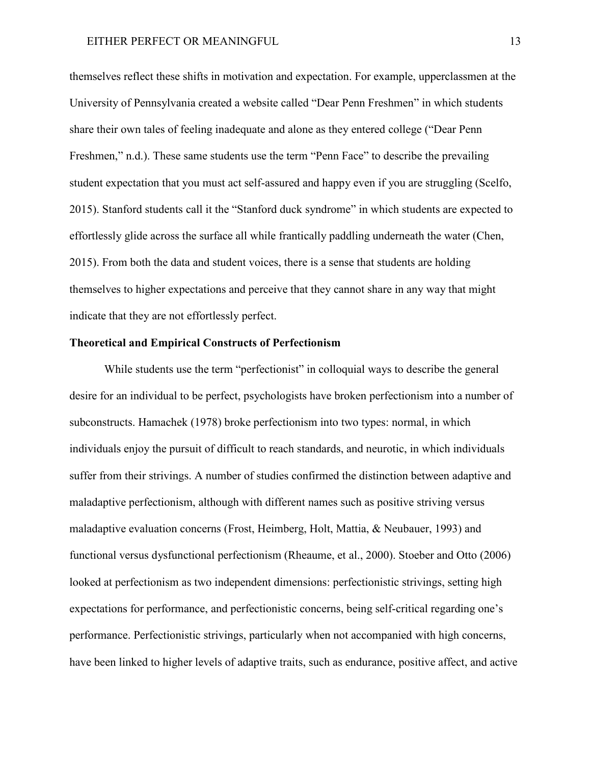themselves reflect these shifts in motivation and expectation. For example, upperclassmen at the University of Pennsylvania created a website called "Dear Penn Freshmen" in which students share their own tales of feeling inadequate and alone as they entered college ("Dear Penn Freshmen," n.d.). These same students use the term "Penn Face" to describe the prevailing student expectation that you must act self-assured and happy even if you are struggling (Scelfo, 2015). Stanford students call it the "Stanford duck syndrome" in which students are expected to effortlessly glide across the surface all while frantically paddling underneath the water (Chen, 2015). From both the data and student voices, there is a sense that students are holding themselves to higher expectations and perceive that they cannot share in any way that might indicate that they are not effortlessly perfect.

## Theoretical and Empirical Constructs of Perfectionism

While students use the term "perfectionist" in colloquial ways to describe the general desire for an individual to be perfect, psychologists have broken perfectionism into a number of subconstructs. Hamachek (1978) broke perfectionism into two types: normal, in which individuals enjoy the pursuit of difficult to reach standards, and neurotic, in which individuals suffer from their strivings. A number of studies confirmed the distinction between adaptive and maladaptive perfectionism, although with different names such as positive striving versus maladaptive evaluation concerns (Frost, Heimberg, Holt, Mattia, & Neubauer, 1993) and functional versus dysfunctional perfectionism (Rheaume, et al., 2000). Stoeber and Otto (2006) looked at perfectionism as two independent dimensions: perfectionistic strivings, setting high expectations for performance, and perfectionistic concerns, being self-critical regarding one's performance. Perfectionistic strivings, particularly when not accompanied with high concerns, have been linked to higher levels of adaptive traits, such as endurance, positive affect, and active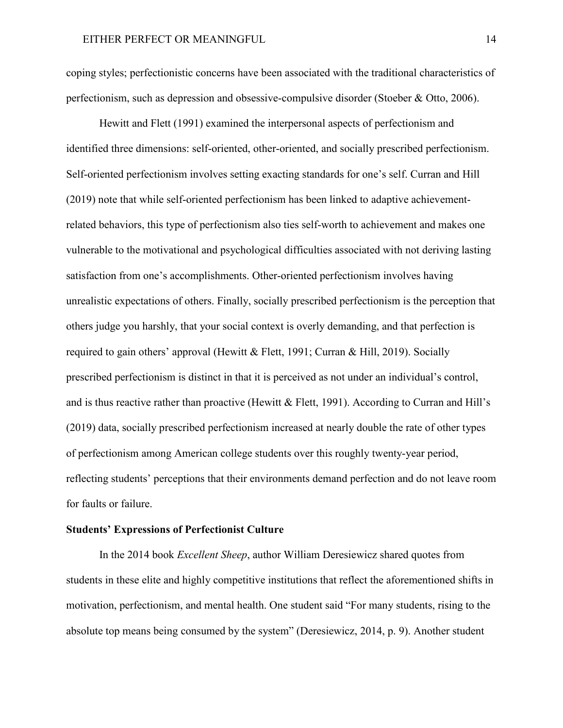coping styles; perfectionistic concerns have been associated with the traditional characteristics of perfectionism, such as depression and obsessive-compulsive disorder (Stoeber & Otto, 2006).

Hewitt and Flett (1991) examined the interpersonal aspects of perfectionism and identified three dimensions: self-oriented, other-oriented, and socially prescribed perfectionism. Self-oriented perfectionism involves setting exacting standards for one's self. Curran and Hill (2019) note that while self-oriented perfectionism has been linked to adaptive achievement-related behaviors, this type of perfectionism also ties self-worth to achievement and makes one vulnerable to the motivational and psychological difficulties associated with not deriving lasting satisfaction from one's accomplishments. Other-oriented perfectionism involves having unrealistic expectations of others. Finally, socially prescribed perfectionism is the perception that others judge you harshly, that your social context is overly demanding, and that perfection is required to gain others' approval (Hewitt & Flett, 1991; Curran & Hill, 2019). Socially prescribed perfectionism is distinct in that it is perceived as not under an individual's control, and is thus reactive rather than proactive (Hewitt & Flett, 1991). According to Curran and Hill's (2019) data, socially prescribed perfectionism increased at nearly double the rate of other types of perfectionism among American college students over this roughly twenty-year period, reflecting students' perceptions that their environments demand perfection and do not leave room for faults or failure.

**Students' Expressions of Perfectionist Culture**

In the 2014 book *Excellent Sheep*, author William Deresiewicz shared quotes from students in these elite and highly competitive institutions that reflect the aforementioned shifts in motivation, perfectionism, and mental health. One student said "For many students, rising to the absolute top means being consumed by the system" (Deresiewicz, 2014, p. 9). Another student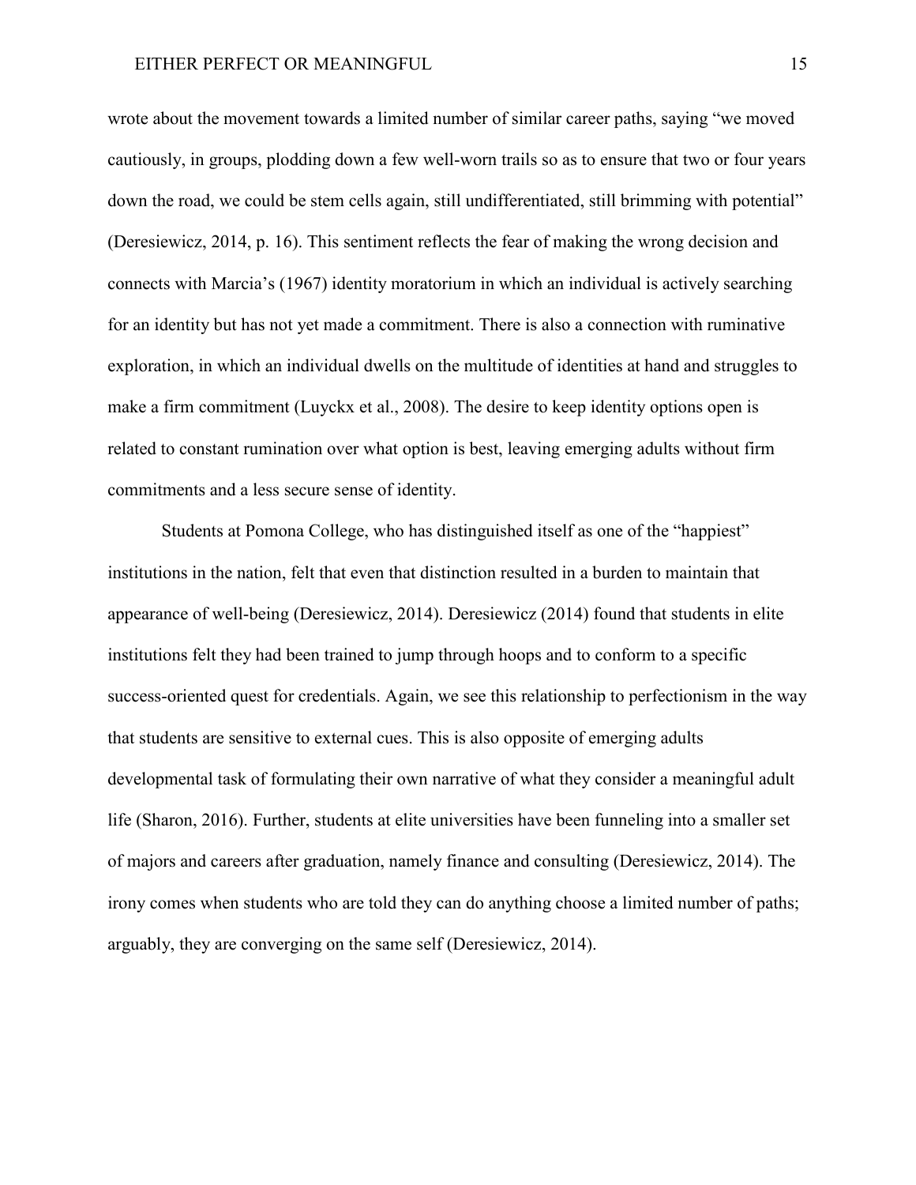wrote about the movement towards a limited number of similar career paths, saying "we moved cautiously, in groups, plodding down a few well-worn trails so as to ensure that two or four years down the road, we could be stem cells again, still undifferentiated, still brimming with potential" (Deresiewicz, 2014, p. 16). This sentiment reflects the fear of making the wrong decision and connects with Marcia's (1967) identity moratorium in which an individual is actively searching for an identity but has not yet made a commitment. There is also a connection with ruminative exploration, in which an individual dwells on the multitude of identities at hand and struggles to make a firm commitment (Luyckx et al., 2008). The desire to keep identity options open is related to constant rumination over what option is best, leaving emerging adults without firm commitments and a less secure sense of identity.

Students at Pomona College, who has distinguished itself as one of the "happiest" institutions in the nation, felt that even that distinction resulted in a burden to maintain that appearance of well-being (Deresiewicz, 2014). Deresiewicz (2014) found that students in elite institutions felt they had been trained to jump through hoops and to conform to a specific success-oriented quest for credentials. Again, we see this relationship to perfectionism in the way that students are sensitive to external cues. This is also opposite of emerging adults developmental task of formulating their own narrative of what they consider a meaningful adult life (Sharon, 2016). Further, students at elite universities have been funneling into a smaller set of majors and careers after graduation, namely finance and consulting (Deresiewicz, 2014). The irony comes when students who are told they can do anything choose a limited number of paths; arguably, they are converging on the same self (Deresiewicz, 2014).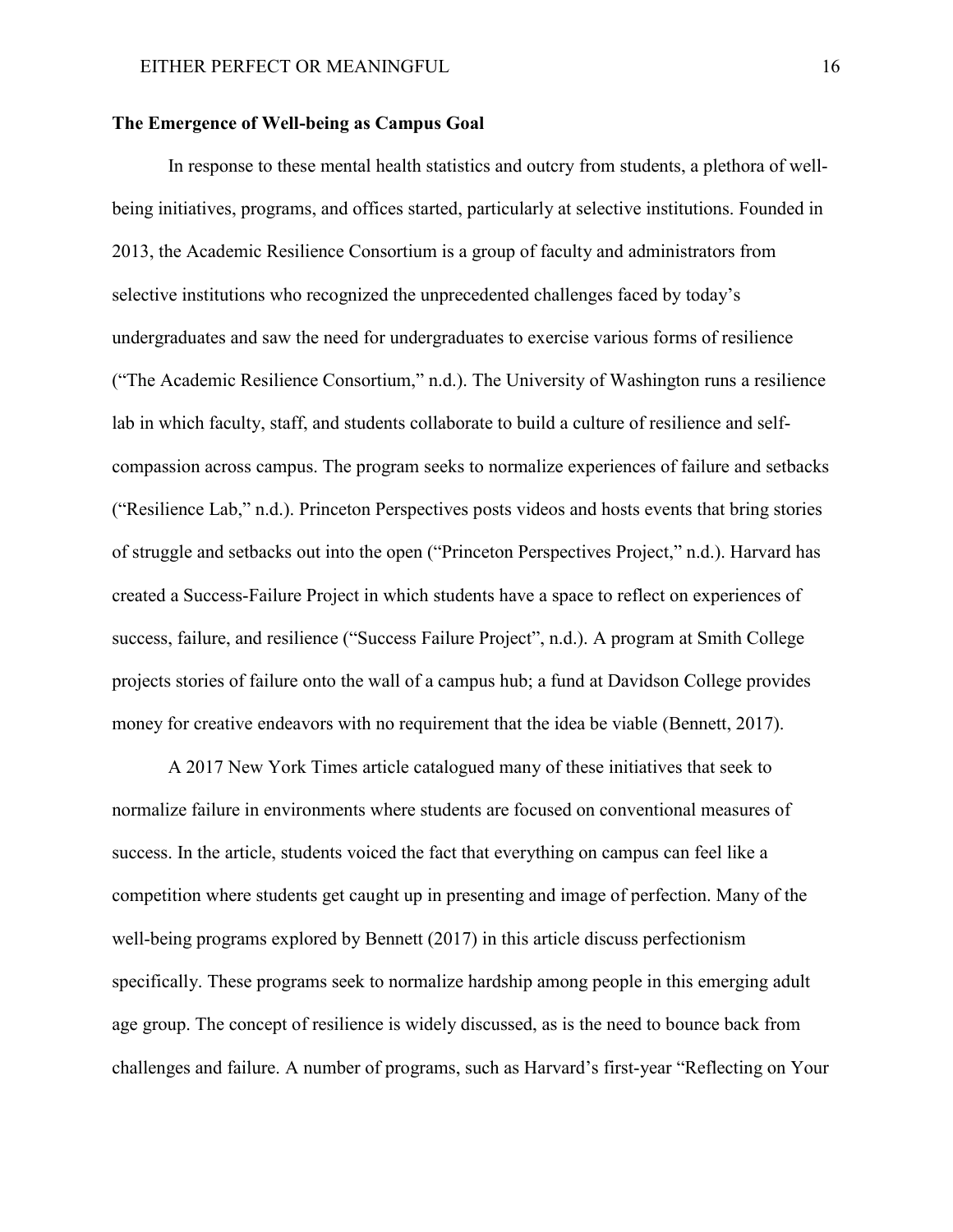**The Emergence of Well-being as Campus Goal**

In response to these mental health statistics and outcry from students, a plethora of well-being initiatives, programs, and offices started, particularly at selective institutions. Founded in 2013, the Academic Resilience Consortium is a group of faculty and administrators from selective institutions who recognized the unprecedented challenges faced by today's undergraduates and saw the need for undergraduates to exercise various forms of resilience ("The Academic Resilience Consortium," n.d.). The University of Washington runs a resilience lab in which faculty, staff, and students collaborate to build a culture of resilience and self-compassion across campus. The program seeks to normalize experiences of failure and setbacks ("Resilience Lab," n.d.). Princeton Perspectives posts videos and hosts events that bring stories of struggle and setbacks out into the open ("Princeton Perspectives Project," n.d.). Harvard has created a Success-Failure Project in which students have a space to reflect on experiences of success, failure, and resilience ("Success Failure Project", n.d.). A program at Smith College projects stories of failure onto the wall of a campus hub; a fund at Davidson College provides money for creative endeavors with no requirement that the idea be viable (Bennett, 2017).

A 2017 New York Times article catalogued many of these initiatives that seek to normalize failure in environments where students are focused on conventional measures of success. In the article, students voiced the fact that everything on campus can feel like a competition where students get caught up in presenting and image of perfection. Many of the well-being programs explored by Bennett (2017) in this article discuss perfectionism specifically. These programs seek to normalize hardship among people in this emerging adult age group. The concept of resilience is widely discussed, as is the need to bounce back from challenges and failure. A number of programs, such as Harvard's first-year "Reflecting on Your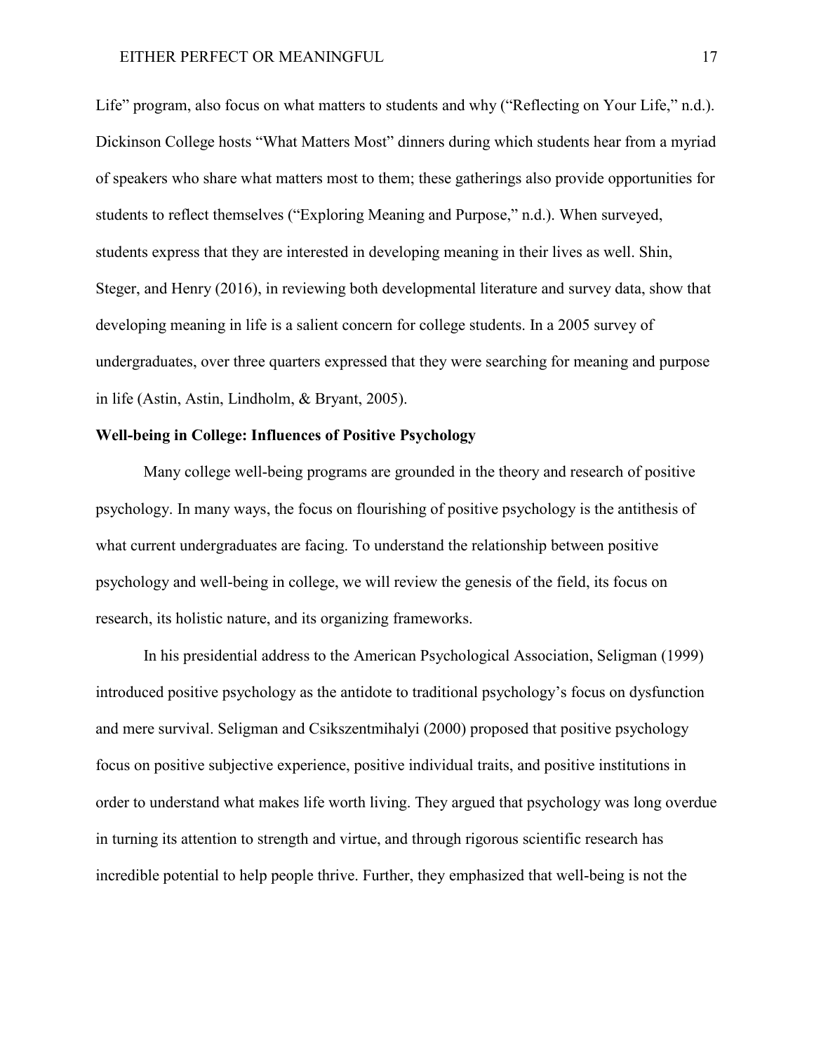Life" program, also focus on what matters to students and why ("Reflecting on Your Life," n.d.). Dickinson College hosts "What Matters Most" dinners during which students hear from a myriad of speakers who share what matters most to them; these gatherings also provide opportunities for students to reflect themselves ("Exploring Meaning and Purpose," n.d.). When surveyed, students express that they are interested in developing meaning in their lives as well. Shin, Steger, and Henry (2016), in reviewing both developmental literature and survey data, show that developing meaning in life is a salient concern for college students. In a 2005 survey of undergraduates, over three quarters expressed that they were searching for meaning and purpose in life (Astin, Astin, Lindholm, & Bryant, 2005).

**Well-being in College: Influences of Positive Psychology**

Many college well-being programs are grounded in the theory and research of positive psychology. In many ways, the focus on flourishing of positive psychology is the antithesis of what current undergraduates are facing. To understand the relationship between positive psychology and well-being in college, we will review the genesis of the field, its focus on research, its holistic nature, and its organizing frameworks.

In his presidential address to the American Psychological Association, Seligman (1999) introduced positive psychology as the antidote to traditional psychology's focus on dysfunction and mere survival. Seligman and Csikszentmihalyi (2000) proposed that positive psychology focus on positive subjective experience, positive individual traits, and positive institutions in order to understand what makes life worth living. They argued that psychology was long overdue in turning its attention to strength and virtue, and through rigorous scientific research has incredible potential to help people thrive. Further, they emphasized that well-being is not the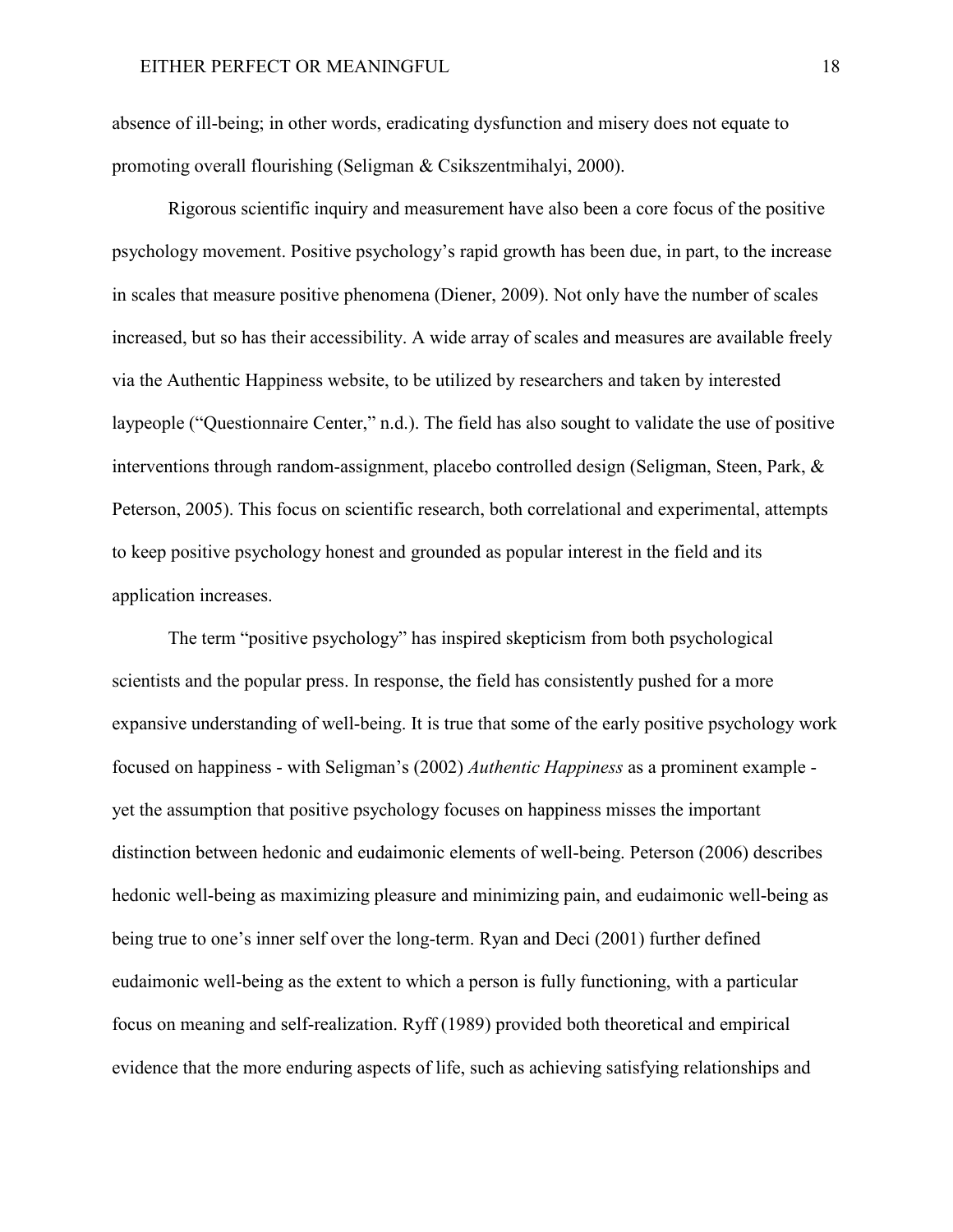absence of ill-being; in other words, eradicating dysfunction and misery does not equate to promoting overall flourishing (Seligman & Csikszentmihalyi, 2000).

Rigorous scientific inquiry and measurement have also been a core focus of the positive psychology movement. Positive psychology's rapid growth has been due, in part, to the increase in scales that measure positive phenomena (Diener, 2009). Not only have the number of scales increased, but so has their accessibility. A wide array of scales and measures are available freely via the Authentic Happiness website, to be utilized by researchers and taken by interested laypeople ("Questionnaire Center," n.d.). The field has also sought to validate the use of positive interventions through random-assignment, placebo controlled design (Seligman, Steen, Park, & Peterson, 2005). This focus on scientific research, both correlational and experimental, attempts to keep positive psychology honest and grounded as popular interest in the field and its application increases.

The term "positive psychology" has inspired skepticism from both psychological scientists and the popular press. In response, the field has consistently pushed for a more expansive understanding of well-being. It is true that some of the early positive psychology work focused on happiness - with Seligman's (2002) *Authentic Happiness* as a prominent example - yet the assumption that positive psychology focuses on happiness misses the important distinction between hedonic and eudaimonic elements of well-being. Peterson (2006) describes hedonic well-being as maximizing pleasure and minimizing pain, and eudaimonic well-being as being true to one's inner self over the long-term. Ryan and Deci (2001) further defined eudaimonic well-being as the extent to which a person is fully functioning, with a particular focus on meaning and self-realization. Ryff (1989) provided both theoretical and empirical evidence that the more enduring aspects of life, such as achieving satisfying relationships and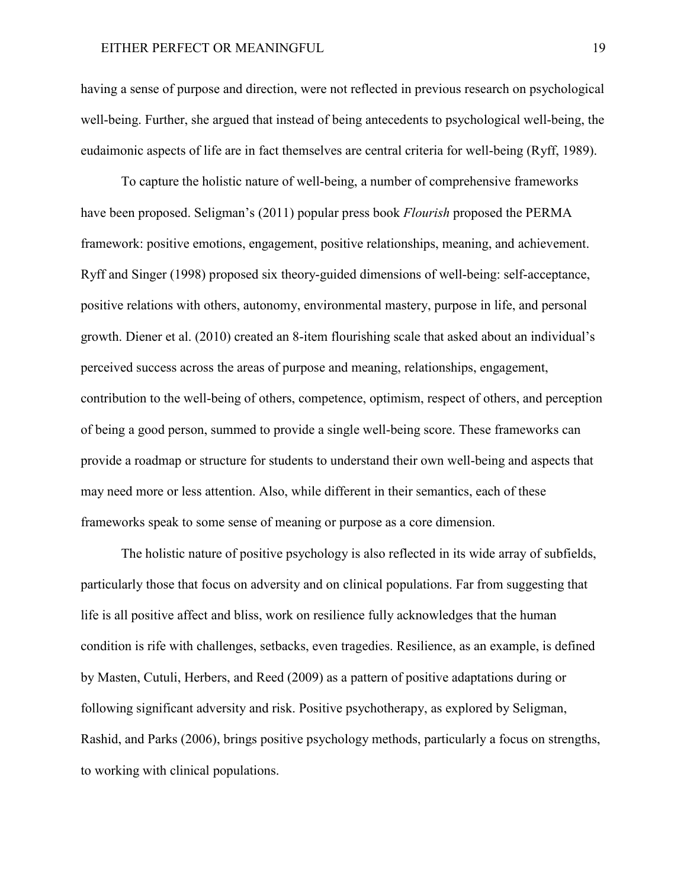having a sense of purpose and direction, were not reflected in previous research on psychological well-being. Further, she argued that instead of being antecedents to psychological well-being, the eudaimonic aspects of life are in fact themselves are central criteria for well-being (Ryff, 1989).

To capture the holistic nature of well-being, a number of comprehensive frameworks have been proposed. Seligman's (2011) popular press book *Flourish* proposed the PERMA framework: positive emotions, engagement, positive relationships, meaning, and achievement. Ryff and Singer (1998) proposed six theory-guided dimensions of well-being: self-acceptance, positive relations with others, autonomy, environmental mastery, purpose in life, and personal growth. Diener et al. (2010) created an 8-item flourishing scale that asked about an individual's perceived success across the areas of purpose and meaning, relationships, engagement, contribution to the well-being of others, competence, optimism, respect of others, and perception of being a good person, summed to provide a single well-being score. These frameworks can provide a roadmap or structure for students to understand their own well-being and aspects that may need more or less attention. Also, while different in their semantics, each of these frameworks speak to some sense of meaning or purpose as a core dimension.

The holistic nature of positive psychology is also reflected in its wide array of subfields, particularly those that focus on adversity and on clinical populations. Far from suggesting that life is all positive affect and bliss, work on resilience fully acknowledges that the human condition is rife with challenges, setbacks, even tragedies. Resilience, as an example, is defined by Masten, Cutuli, Herbers, and Reed (2009) as a pattern of positive adaptations during or following significant adversity and risk. Positive psychotherapy, as explored by Seligman, Rashid, and Parks (2006), brings positive psychology methods, particularly a focus on strengths, to working with clinical populations.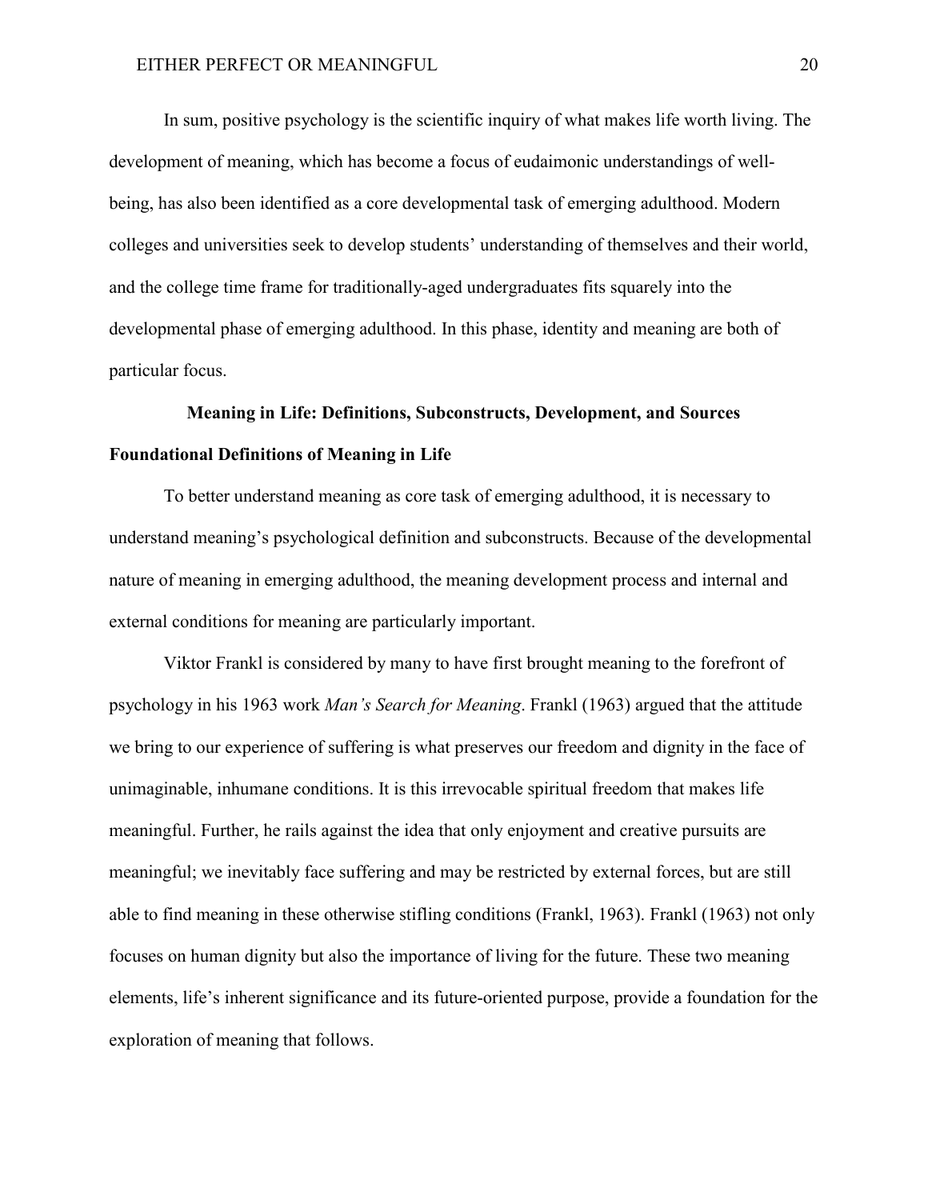In sum, positive psychology is the scientific inquiry of what makes life worth living. The development of meaning, which has become a focus of eudaimonic understandings of well-being, has also been identified as a core developmental task of emerging adulthood. Modern colleges and universities seek to develop students' understanding of themselves and their world, and the college time frame for traditionally-aged undergraduates fits squarely into the developmental phase of emerging adulthood. In this phase, identity and meaning are both of particular focus.

## Meaning in Life: Definitions, Subconstructs, Development, and Sources

### Foundational Definitions of Meaning in Life

To better understand meaning as core task of emerging adulthood, it is necessary to understand meaning's psychological definition and subconstructs. Because of the developmental nature of meaning in emerging adulthood, the meaning development process and internal and external conditions for meaning are particularly important.

Viktor Frankl is considered by many to have first brought meaning to the forefront of psychology in his 1963 work *Man's Search for Meaning*. Frankl (1963) argued that the attitude we bring to our experience of suffering is what preserves our freedom and dignity in the face of unimaginable, inhumane conditions. It is this irrevocable spiritual freedom that makes life meaningful. Further, he rails against the idea that only enjoyment and creative pursuits are meaningful; we inevitably face suffering and may be restricted by external forces, but are still able to find meaning in these otherwise stifling conditions (Frankl, 1963). Frankl (1963) not only focuses on human dignity but also the importance of living for the future. These two meaning elements, life's inherent significance and its future-oriented purpose, provide a foundation for the exploration of meaning that follows.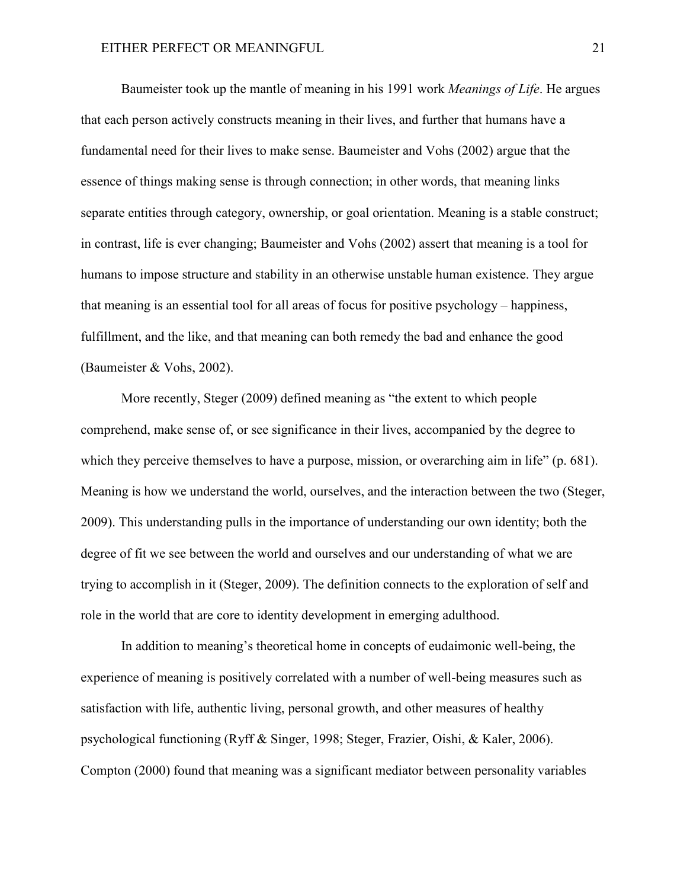Baumeister took up the mantle of meaning in his 1991 work *Meanings of Life*. He argues that each person actively constructs meaning in their lives, and further that humans have a fundamental need for their lives to make sense. Baumeister and Vohs (2002) argue that the essence of things making sense is through connection; in other words, that meaning links separate entities through category, ownership, or goal orientation. Meaning is a stable construct; in contrast, life is ever changing; Baumeister and Vohs (2002) assert that meaning is a tool for humans to impose structure and stability in an otherwise unstable human existence. They argue that meaning is an essential tool for all areas of focus for positive psychology – happiness, fulfillment, and the like, and that meaning can both remedy the bad and enhance the good (Baumeister & Vohs, 2002).

More recently, Steger (2009) defined meaning as "the extent to which people comprehend, make sense of, or see significance in their lives, accompanied by the degree to which they perceive themselves to have a purpose, mission, or overarching aim in life" (p. 681). Meaning is how we understand the world, ourselves, and the interaction between the two (Steger, 2009). This understanding pulls in the importance of understanding our own identity; both the degree of fit we see between the world and ourselves and our understanding of what we are trying to accomplish in it (Steger, 2009). The definition connects to the exploration of self and role in the world that are core to identity development in emerging adulthood.

In addition to meaning's theoretical home in concepts of eudaimonic well-being, the experience of meaning is positively correlated with a number of well-being measures such as satisfaction with life, authentic living, personal growth, and other measures of healthy psychological functioning (Ryff & Singer, 1998; Steger, Frazier, Oishi, & Kaler, 2006). Compton (2000) found that meaning was a significant mediator between personality variables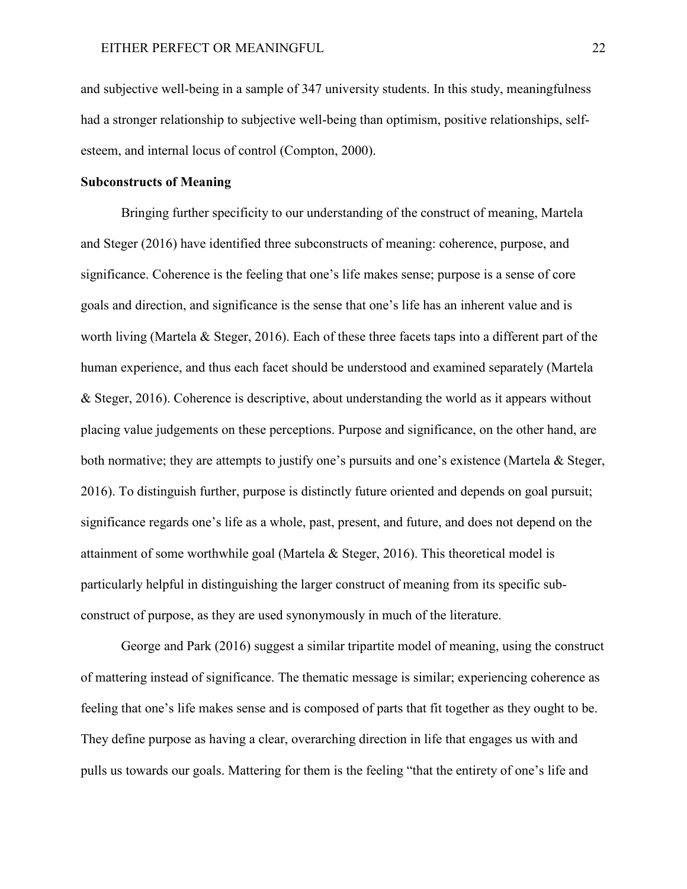and subjective well-being in a sample of 347 university students. In this study, meaningfulness had a stronger relationship to subjective well-being than optimism, positive relationships, self-esteem, and internal locus of control (Compton, 2000).

**Subconstructs of Meaning**

Bringing further specificity to our understanding of the construct of meaning, Martela and Steger (2016) have identified three subconstructs of meaning: coherence, purpose, and significance. Coherence is the feeling that one's life makes sense; purpose is a sense of core goals and direction, and significance is the sense that one's life has an inherent value and is worth living (Martela & Steger, 2016). Each of these three facets taps into a different part of the human experience, and thus each facet should be understood and examined separately (Martela & Steger, 2016). Coherence is descriptive, about understanding the world as it appears without placing value judgements on these perceptions. Purpose and significance, on the other hand, are both normative; they are attempts to justify one's pursuits and one's existence (Martela & Steger, 2016). To distinguish further, purpose is distinctly future oriented and depends on goal pursuit; significance regards one's life as a whole, past, present, and future, and does not depend on the attainment of some worthwhile goal (Martela & Steger, 2016). This theoretical model is particularly helpful in distinguishing the larger construct of meaning from its specific sub-construct of purpose, as they are used synonymously in much of the literature.

George and Park (2016) suggest a similar tripartite model of meaning, using the construct of mattering instead of significance. The thematic message is similar; experiencing coherence as feeling that one's life makes sense and is composed of parts that fit together as they ought to be. They define purpose as having a clear, overarching direction in life that engages us with and pulls us towards our goals. Mattering for them is the feeling "that the entirety of one's life and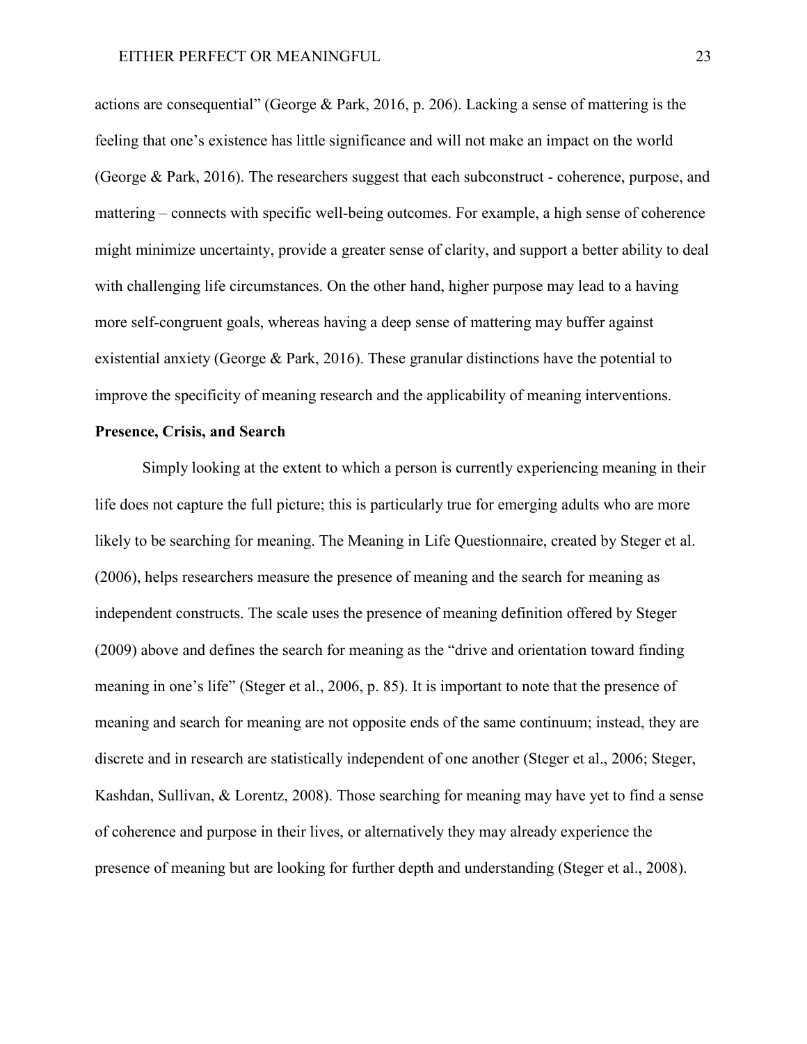actions are consequential" (George & Park, 2016, p. 206). Lacking a sense of mattering is the feeling that one's existence has little significance and will not make an impact on the world (George & Park, 2016). The researchers suggest that each subconstruct - coherence, purpose, and mattering – connects with specific well-being outcomes. For example, a high sense of coherence might minimize uncertainty, provide a greater sense of clarity, and support a better ability to deal with challenging life circumstances. On the other hand, higher purpose may lead to a having more self-congruent goals, whereas having a deep sense of mattering may buffer against existential anxiety (George & Park, 2016). These granular distinctions have the potential to improve the specificity of meaning research and the applicability of meaning interventions.

**Presence, Crisis, and Search**

Simply looking at the extent to which a person is currently experiencing meaning in their life does not capture the full picture; this is particularly true for emerging adults who are more likely to be searching for meaning. The Meaning in Life Questionnaire, created by Steger et al. (2006), helps researchers measure the presence of meaning and the search for meaning as independent constructs. The scale uses the presence of meaning definition offered by Steger (2009) above and defines the search for meaning as the "drive and orientation toward finding meaning in one's life" (Steger et al., 2006, p. 85). It is important to note that the presence of meaning and search for meaning are not opposite ends of the same continuum; instead, they are discrete and in research are statistically independent of one another (Steger et al., 2006; Steger, Kashdan, Sullivan, & Lorentz, 2008). Those searching for meaning may have yet to find a sense of coherence and purpose in their lives, or alternatively they may already experience the presence of meaning but are looking for further depth and understanding (Steger et al., 2008).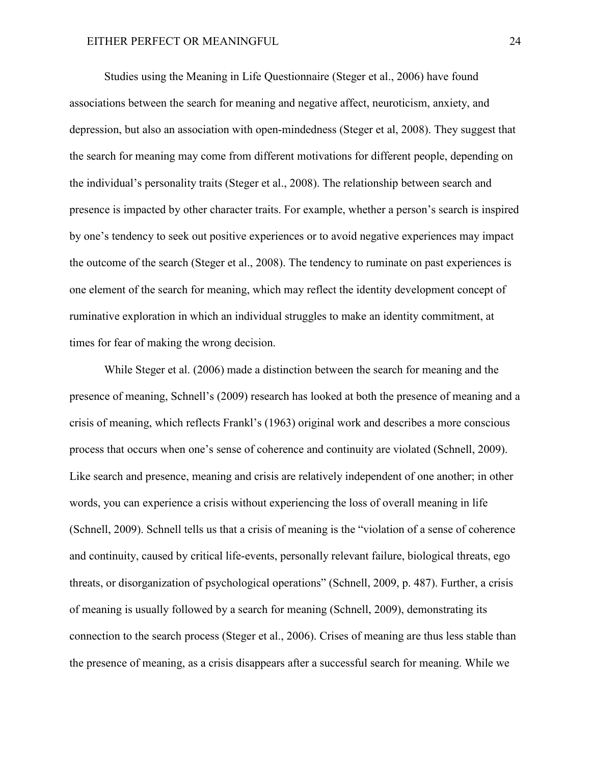Studies using the Meaning in Life Questionnaire (Steger et al., 2006) have found associations between the search for meaning and negative affect, neuroticism, anxiety, and depression, but also an association with open-mindedness (Steger et al, 2008). They suggest that the search for meaning may come from different motivations for different people, depending on the individual's personality traits (Steger et al., 2008). The relationship between search and presence is impacted by other character traits. For example, whether a person's search is inspired by one's tendency to seek out positive experiences or to avoid negative experiences may impact the outcome of the search (Steger et al., 2008). The tendency to ruminate on past experiences is one element of the search for meaning, which may reflect the identity development concept of ruminative exploration in which an individual struggles to make an identity commitment, at times for fear of making the wrong decision.

While Steger et al. (2006) made a distinction between the search for meaning and the presence of meaning, Schnell's (2009) research has looked at both the presence of meaning and a crisis of meaning, which reflects Frankl's (1963) original work and describes a more conscious process that occurs when one's sense of coherence and continuity are violated (Schnell, 2009). Like search and presence, meaning and crisis are relatively independent of one another; in other words, you can experience a crisis without experiencing the loss of overall meaning in life (Schnell, 2009). Schnell tells us that a crisis of meaning is the "violation of a sense of coherence and continuity, caused by critical life-events, personally relevant failure, biological threats, ego threats, or disorganization of psychological operations" (Schnell, 2009, p. 487). Further, a crisis of meaning is usually followed by a search for meaning (Schnell, 2009), demonstrating its connection to the search process (Steger et al., 2006). Crises of meaning are thus less stable than the presence of meaning, as a crisis disappears after a successful search for meaning. While we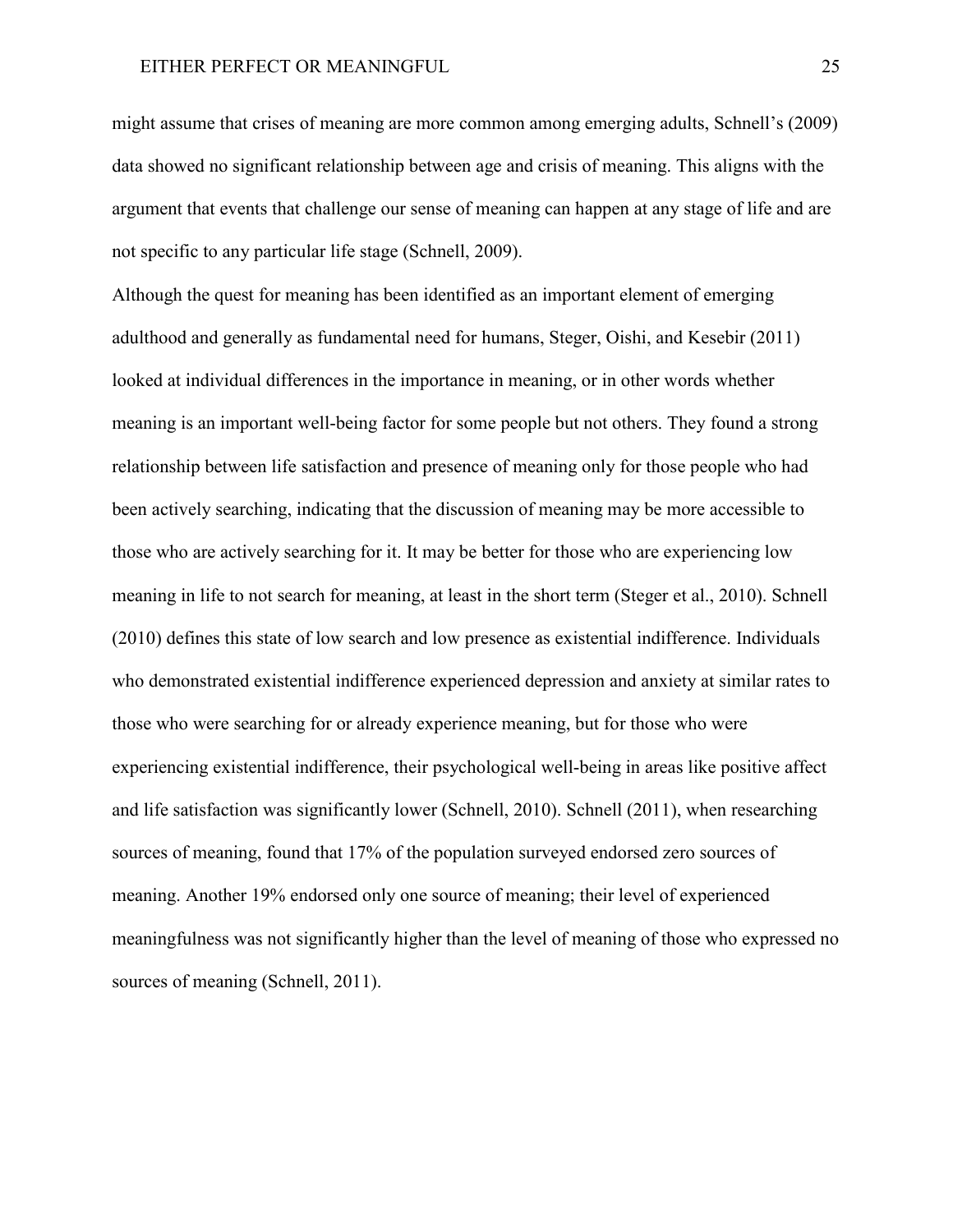might assume that crises of meaning are more common among emerging adults, Schnell's (2009) data showed no significant relationship between age and crisis of meaning. This aligns with the argument that events that challenge our sense of meaning can happen at any stage of life and are not specific to any particular life stage (Schnell, 2009).

Although the quest for meaning has been identified as an important element of emerging adulthood and generally as fundamental need for humans, Steger, Oishi, and Kesebir (2011) looked at individual differences in the importance in meaning, or in other words whether meaning is an important well-being factor for some people but not others. They found a strong relationship between life satisfaction and presence of meaning only for those people who had been actively searching, indicating that the discussion of meaning may be more accessible to those who are actively searching for it. It may be better for those who are experiencing low meaning in life to not search for meaning, at least in the short term (Steger et al., 2010). Schnell (2010) defines this state of low search and low presence as existential indifference. Individuals who demonstrated existential indifference experienced depression and anxiety at similar rates to those who were searching for or already experience meaning, but for those who were experiencing existential indifference, their psychological well-being in areas like positive affect and life satisfaction was significantly lower (Schnell, 2010). Schnell (2011), when researching sources of meaning, found that 17% of the population surveyed endorsed zero sources of meaning. Another 19% endorsed only one source of meaning; their level of experienced meaningfulness was not significantly higher than the level of meaning of those who expressed no sources of meaning (Schnell, 2011).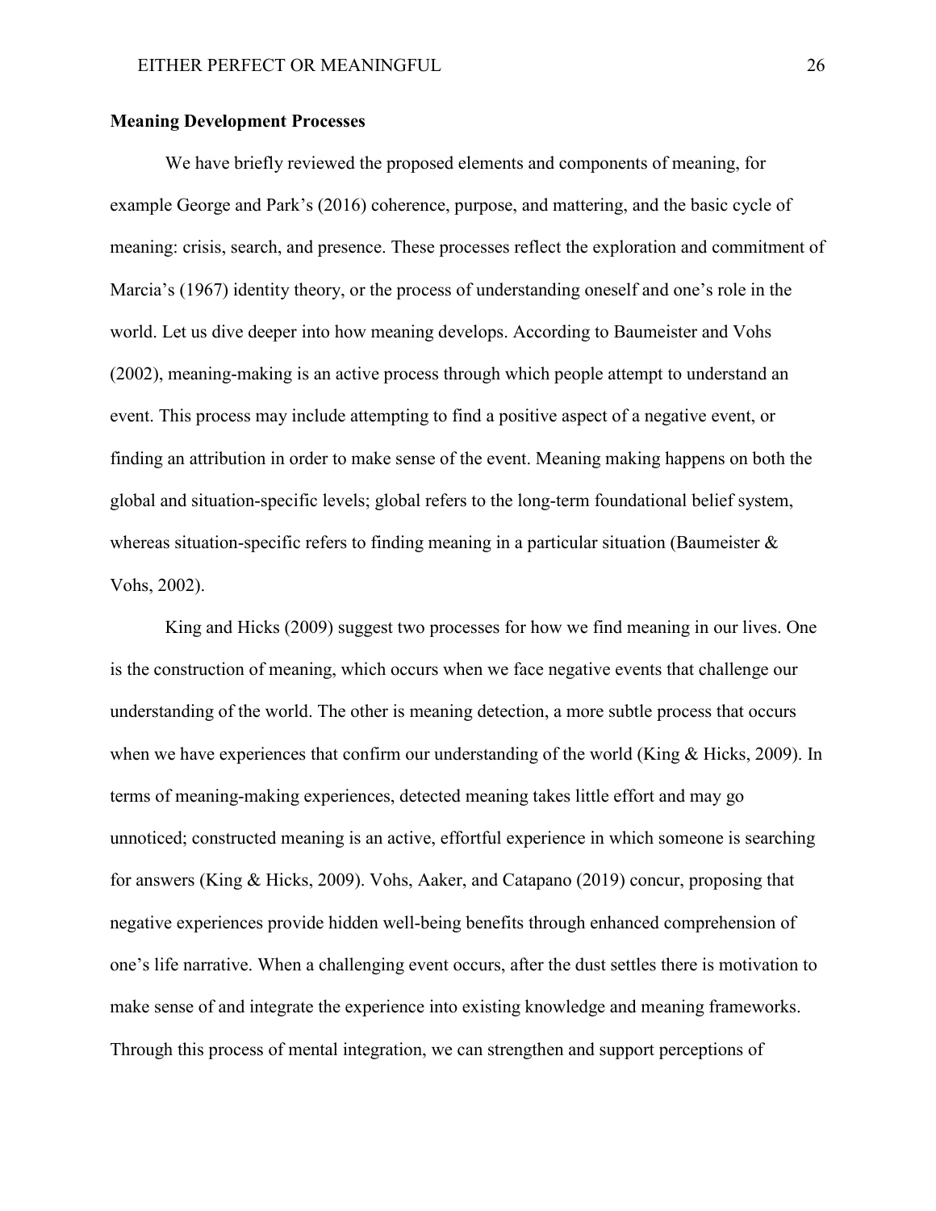**Meaning Development Processes**

We have briefly reviewed the proposed elements and components of meaning, for example George and Park's (2016) coherence, purpose, and mattering, and the basic cycle of meaning: crisis, search, and presence. These processes reflect the exploration and commitment of Marcia's (1967) identity theory, or the process of understanding oneself and one's role in the world. Let us dive deeper into how meaning develops. According to Baumeister and Vohs (2002), meaning-making is an active process through which people attempt to understand an event. This process may include attempting to find a positive aspect of a negative event, or finding an attribution in order to make sense of the event. Meaning making happens on both the global and situation-specific levels; global refers to the long-term foundational belief system, whereas situation-specific refers to finding meaning in a particular situation (Baumeister & Vohs, 2002).

King and Hicks (2009) suggest two processes for how we find meaning in our lives. One is the construction of meaning, which occurs when we face negative events that challenge our understanding of the world. The other is meaning detection, a more subtle process that occurs when we have experiences that confirm our understanding of the world (King & Hicks, 2009). In terms of meaning-making experiences, detected meaning takes little effort and may go unnoticed; constructed meaning is an active, effortful experience in which someone is searching for answers (King & Hicks, 2009). Vohs, Aaker, and Catapano (2019) concur, proposing that negative experiences provide hidden well-being benefits through enhanced comprehension of one's life narrative. When a challenging event occurs, after the dust settles there is motivation to make sense of and integrate the experience into existing knowledge and meaning frameworks. Through this process of mental integration, we can strengthen and support perceptions of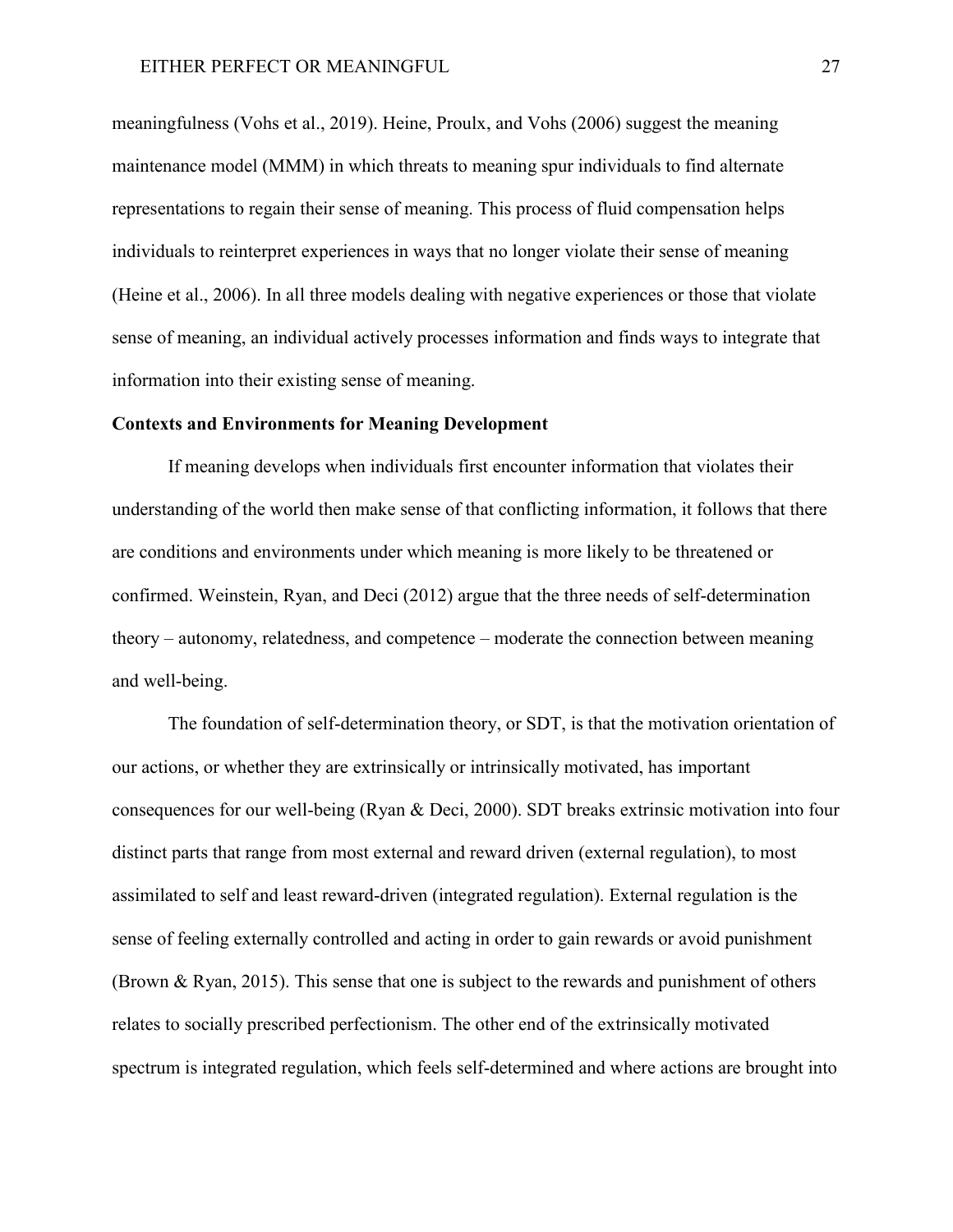meaningfulness (Vohs et al., 2019). Heine, Proulx, and Vohs (2006) suggest the meaning maintenance model (MMM) in which threats to meaning spur individuals to find alternate representations to regain their sense of meaning. This process of fluid compensation helps individuals to reinterpret experiences in ways that no longer violate their sense of meaning (Heine et al., 2006). In all three models dealing with negative experiences or those that violate sense of meaning, an individual actively processes information and finds ways to integrate that information into their existing sense of meaning.

**Contexts and Environments for Meaning Development**

If meaning develops when individuals first encounter information that violates their understanding of the world then make sense of that conflicting information, it follows that there are conditions and environments under which meaning is more likely to be threatened or confirmed. Weinstein, Ryan, and Deci (2012) argue that the three needs of self-determination theory – autonomy, relatedness, and competence – moderate the connection between meaning and well-being.

The foundation of self-determination theory, or SDT, is that the motivation orientation of our actions, or whether they are extrinsically or intrinsically motivated, has important consequences for our well-being (Ryan & Deci, 2000). SDT breaks extrinsic motivation into four distinct parts that range from most external and reward driven (external regulation), to most assimilated to self and least reward-driven (integrated regulation). External regulation is the sense of feeling externally controlled and acting in order to gain rewards or avoid punishment (Brown & Ryan, 2015). This sense that one is subject to the rewards and punishment of others relates to socially prescribed perfectionism. The other end of the extrinsically motivated spectrum is integrated regulation, which feels self-determined and where actions are brought into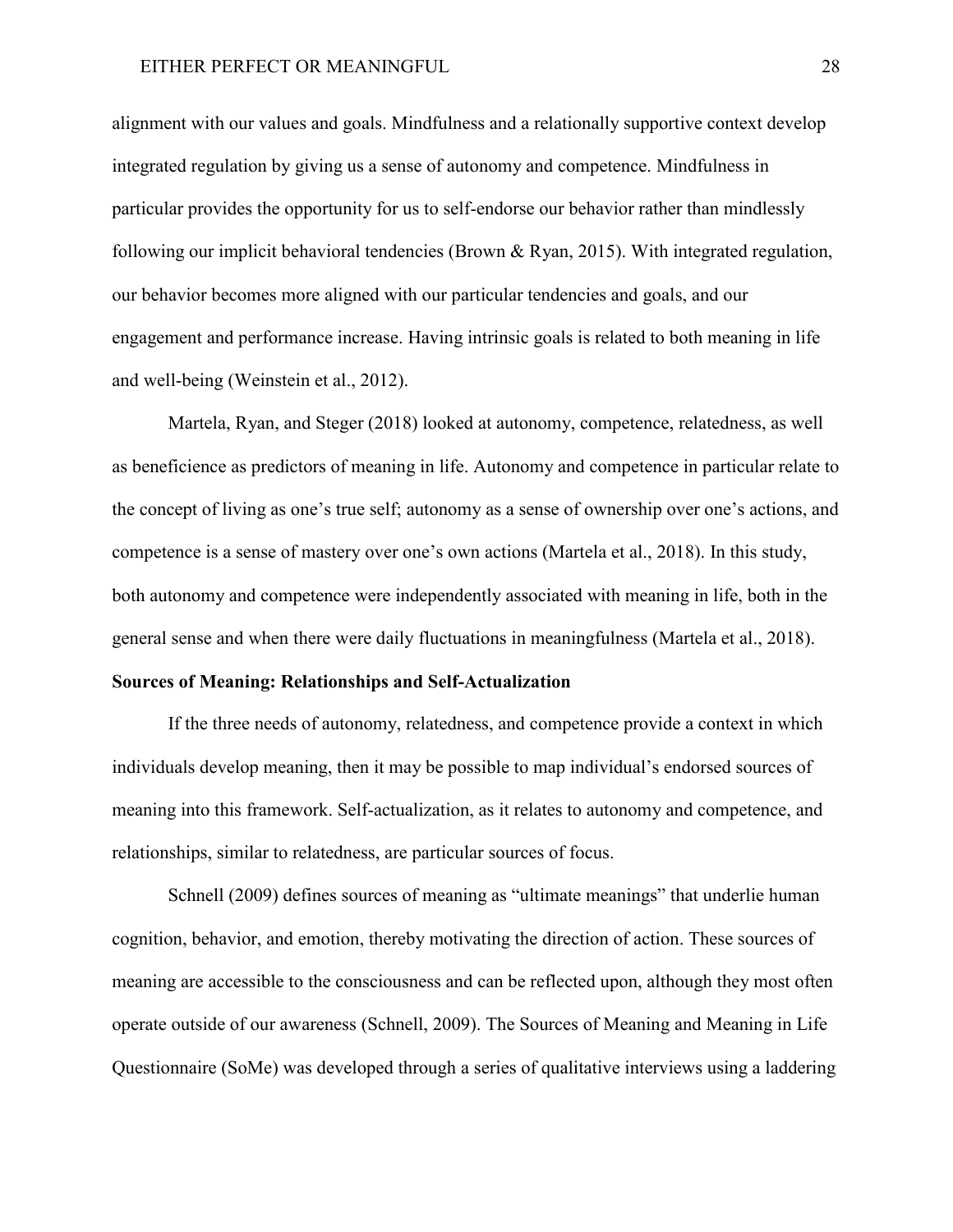alignment with our values and goals. Mindfulness and a relationally supportive context develop integrated regulation by giving us a sense of autonomy and competence. Mindfulness in particular provides the opportunity for us to self-endorse our behavior rather than mindlessly following our implicit behavioral tendencies (Brown & Ryan, 2015). With integrated regulation, our behavior becomes more aligned with our particular tendencies and goals, and our engagement and performance increase. Having intrinsic goals is related to both meaning in life and well-being (Weinstein et al., 2012).

Martela, Ryan, and Steger (2018) looked at autonomy, competence, relatedness, as well as beneficience as predictors of meaning in life. Autonomy and competence in particular relate to the concept of living as one's true self; autonomy as a sense of ownership over one's actions, and competence is a sense of mastery over one's own actions (Martela et al., 2018). In this study, both autonomy and competence were independently associated with meaning in life, both in the general sense and when there were daily fluctuations in meaningfulness (Martela et al., 2018).

**Sources of Meaning: Relationships and Self-Actualization**

If the three needs of autonomy, relatedness, and competence provide a context in which individuals develop meaning, then it may be possible to map individual's endorsed sources of meaning into this framework. Self-actualization, as it relates to autonomy and competence, and relationships, similar to relatedness, are particular sources of focus.

Schnell (2009) defines sources of meaning as "ultimate meanings" that underlie human cognition, behavior, and emotion, thereby motivating the direction of action. These sources of meaning are accessible to the consciousness and can be reflected upon, although they most often operate outside of our awareness (Schnell, 2009). The Sources of Meaning and Meaning in Life Questionnaire (SoMe) was developed through a series of qualitative interviews using a laddering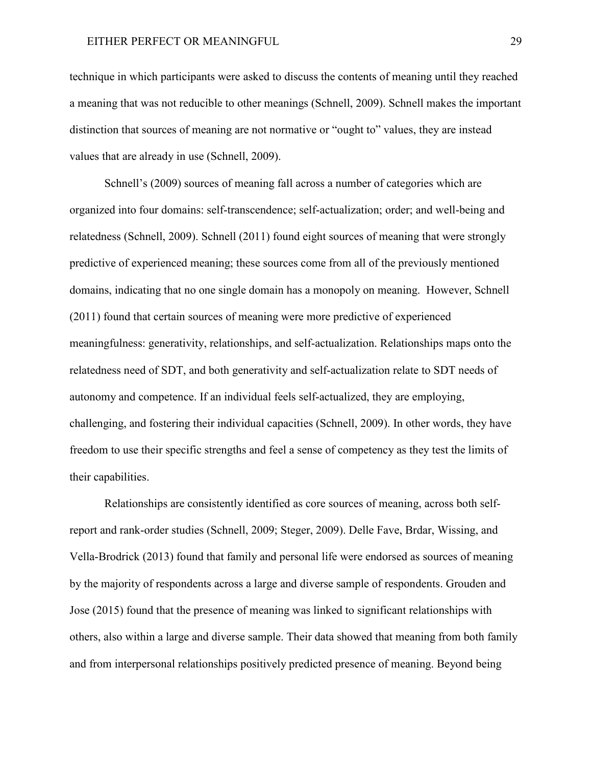technique in which participants were asked to discuss the contents of meaning until they reached a meaning that was not reducible to other meanings (Schnell, 2009). Schnell makes the important distinction that sources of meaning are not normative or "ought to" values, they are instead values that are already in use (Schnell, 2009).

Schnell's (2009) sources of meaning fall across a number of categories which are organized into four domains: self-transcendence; self-actualization; order; and well-being and relatedness (Schnell, 2009). Schnell (2011) found eight sources of meaning that were strongly predictive of experienced meaning; these sources come from all of the previously mentioned domains, indicating that no one single domain has a monopoly on meaning. However, Schnell (2011) found that certain sources of meaning were more predictive of experienced meaningfulness: generativity, relationships, and self-actualization. Relationships maps onto the relatedness need of SDT, and both generativity and self-actualization relate to SDT needs of autonomy and competence. If an individual feels self-actualized, they are employing, challenging, and fostering their individual capacities (Schnell, 2009). In other words, they have freedom to use their specific strengths and feel a sense of competency as they test the limits of their capabilities.

Relationships are consistently identified as core sources of meaning, across both self-report and rank-order studies (Schnell, 2009; Steger, 2009). Delle Fave, Brdar, Wissing, and Vella-Brodrick (2013) found that family and personal life were endorsed as sources of meaning by the majority of respondents across a large and diverse sample of respondents. Grouden and Jose (2015) found that the presence of meaning was linked to significant relationships with others, also within a large and diverse sample. Their data showed that meaning from both family and from interpersonal relationships positively predicted presence of meaning. Beyond being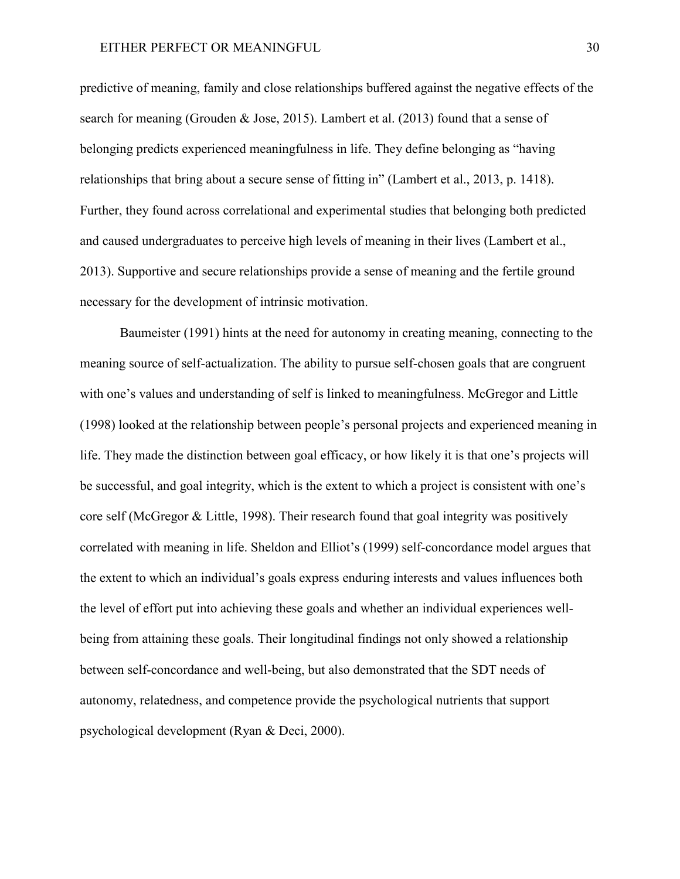predictive of meaning, family and close relationships buffered against the negative effects of the search for meaning (Grouden & Jose, 2015). Lambert et al. (2013) found that a sense of belonging predicts experienced meaningfulness in life. They define belonging as "having relationships that bring about a secure sense of fitting in" (Lambert et al., 2013, p. 1418). Further, they found across correlational and experimental studies that belonging both predicted and caused undergraduates to perceive high levels of meaning in their lives (Lambert et al., 2013). Supportive and secure relationships provide a sense of meaning and the fertile ground necessary for the development of intrinsic motivation.

Baumeister (1991) hints at the need for autonomy in creating meaning, connecting to the meaning source of self-actualization. The ability to pursue self-chosen goals that are congruent with one's values and understanding of self is linked to meaningfulness. McGregor and Little (1998) looked at the relationship between people's personal projects and experienced meaning in life. They made the distinction between goal efficacy, or how likely it is that one's projects will be successful, and goal integrity, which is the extent to which a project is consistent with one's core self (McGregor & Little, 1998). Their research found that goal integrity was positively correlated with meaning in life. Sheldon and Elliot's (1999) self-concordance model argues that the extent to which an individual's goals express enduring interests and values influences both the level of effort put into achieving these goals and whether an individual experiences well-being from attaining these goals. Their longitudinal findings not only showed a relationship between self-concordance and well-being, but also demonstrated that the SDT needs of autonomy, relatedness, and competence provide the psychological nutrients that support psychological development (Ryan & Deci, 2000).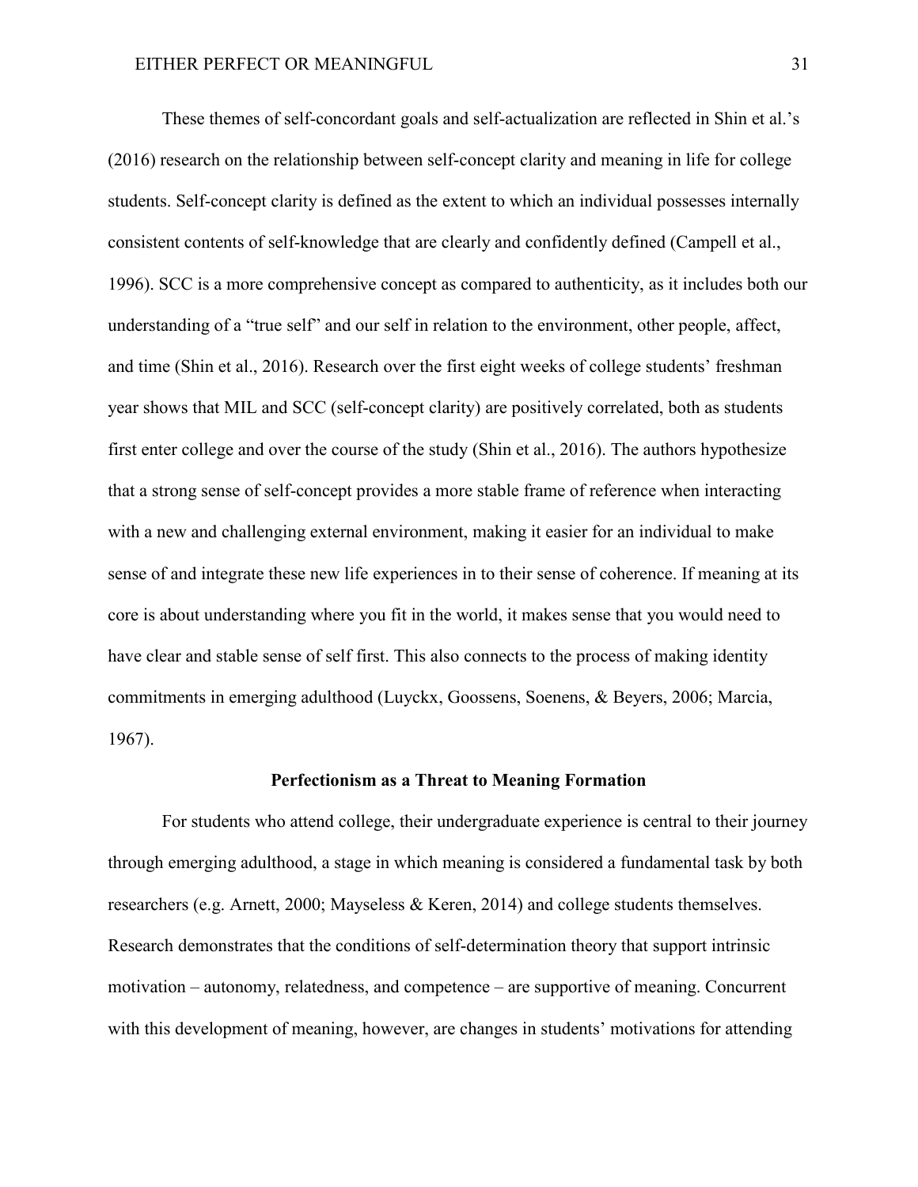These themes of self-concordant goals and self-actualization are reflected in Shin et al.'s (2016) research on the relationship between self-concept clarity and meaning in life for college students. Self-concept clarity is defined as the extent to which an individual possesses internally consistent contents of self-knowledge that are clearly and confidently defined (Campell et al., 1996). SCC is a more comprehensive concept as compared to authenticity, as it includes both our understanding of a "true self" and our self in relation to the environment, other people, affect, and time (Shin et al., 2016). Research over the first eight weeks of college students' freshman year shows that MIL and SCC (self-concept clarity) are positively correlated, both as students first enter college and over the course of the study (Shin et al., 2016). The authors hypothesize that a strong sense of self-concept provides a more stable frame of reference when interacting with a new and challenging external environment, making it easier for an individual to make sense of and integrate these new life experiences in to their sense of coherence. If meaning at its core is about understanding where you fit in the world, it makes sense that you would need to have clear and stable sense of self first. This also connects to the process of making identity commitments in emerging adulthood (Luyckx, Goossens, Soenens, & Beyers, 2006; Marcia, 1967).

## Perfectionism as a Threat to Meaning Formation

For students who attend college, their undergraduate experience is central to their journey through emerging adulthood, a stage in which meaning is considered a fundamental task by both researchers (e.g. Arnett, 2000; Mayseless & Keren, 2014) and college students themselves. Research demonstrates that the conditions of self-determination theory that support intrinsic motivation – autonomy, relatedness, and competence – are supportive of meaning. Concurrent with this development of meaning, however, are changes in students' motivations for attending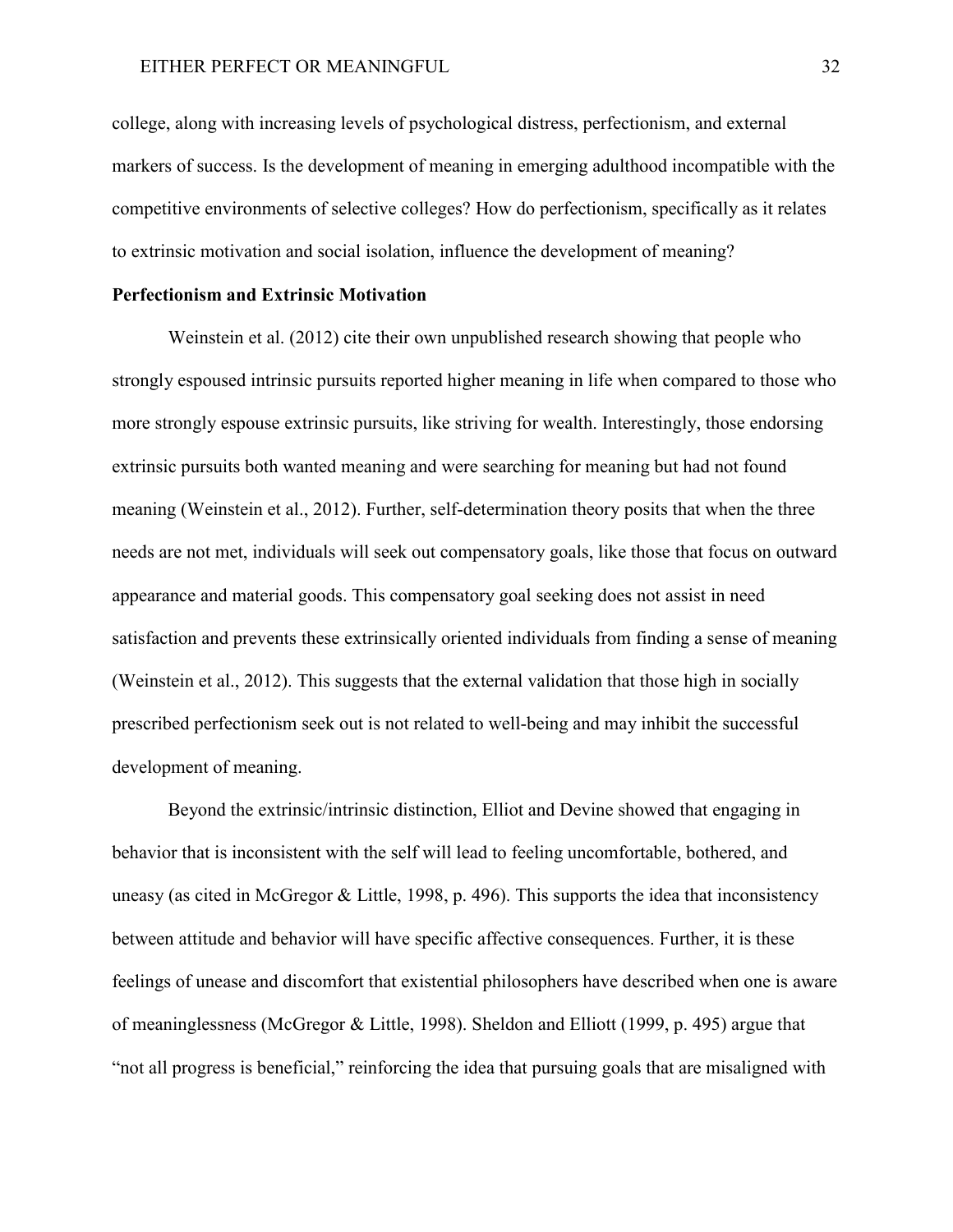college, along with increasing levels of psychological distress, perfectionism, and external markers of success. Is the development of meaning in emerging adulthood incompatible with the competitive environments of selective colleges? How do perfectionism, specifically as it relates to extrinsic motivation and social isolation, influence the development of meaning?

**Perfectionism and Extrinsic Motivation**

Weinstein et al. (2012) cite their own unpublished research showing that people who strongly espoused intrinsic pursuits reported higher meaning in life when compared to those who more strongly espouse extrinsic pursuits, like striving for wealth. Interestingly, those endorsing extrinsic pursuits both wanted meaning and were searching for meaning but had not found meaning (Weinstein et al., 2012). Further, self-determination theory posits that when the three needs are not met, individuals will seek out compensatory goals, like those that focus on outward appearance and material goods. This compensatory goal seeking does not assist in need satisfaction and prevents these extrinsically oriented individuals from finding a sense of meaning (Weinstein et al., 2012). This suggests that the external validation that those high in socially prescribed perfectionism seek out is not related to well-being and may inhibit the successful development of meaning.

Beyond the extrinsic/intrinsic distinction, Elliot and Devine showed that engaging in behavior that is inconsistent with the self will lead to feeling uncomfortable, bothered, and uneasy (as cited in McGregor & Little, 1998, p. 496). This supports the idea that inconsistency between attitude and behavior will have specific affective consequences. Further, it is these feelings of unease and discomfort that existential philosophers have described when one is aware of meaninglessness (McGregor & Little, 1998). Sheldon and Elliott (1999, p. 495) argue that "not all progress is beneficial," reinforcing the idea that pursuing goals that are misaligned with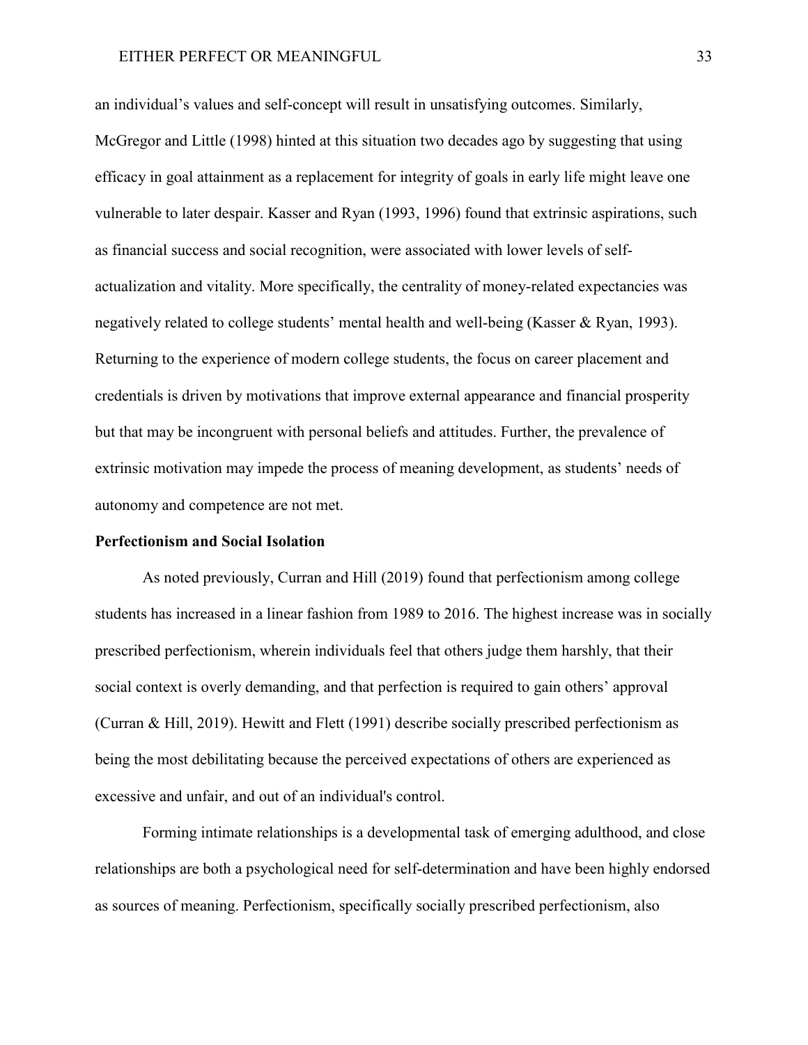an individual's values and self-concept will result in unsatisfying outcomes. Similarly, McGregor and Little (1998) hinted at this situation two decades ago by suggesting that using efficacy in goal attainment as a replacement for integrity of goals in early life might leave one vulnerable to later despair. Kasser and Ryan (1993, 1996) found that extrinsic aspirations, such as financial success and social recognition, were associated with lower levels of self-actualization and vitality. More specifically, the centrality of money-related expectancies was negatively related to college students' mental health and well-being (Kasser & Ryan, 1993). Returning to the experience of modern college students, the focus on career placement and credentials is driven by motivations that improve external appearance and financial prosperity but that may be incongruent with personal beliefs and attitudes. Further, the prevalence of extrinsic motivation may impede the process of meaning development, as students' needs of autonomy and competence are not met.

**Perfectionism and Social Isolation**

As noted previously, Curran and Hill (2019) found that perfectionism among college students has increased in a linear fashion from 1989 to 2016. The highest increase was in socially prescribed perfectionism, wherein individuals feel that others judge them harshly, that their social context is overly demanding, and that perfection is required to gain others' approval (Curran & Hill, 2019). Hewitt and Flett (1991) describe socially prescribed perfectionism as being the most debilitating because the perceived expectations of others are experienced as excessive and unfair, and out of an individual's control.

Forming intimate relationships is a developmental task of emerging adulthood, and close relationships are both a psychological need for self-determination and have been highly endorsed as sources of meaning. Perfectionism, specifically socially prescribed perfectionism, also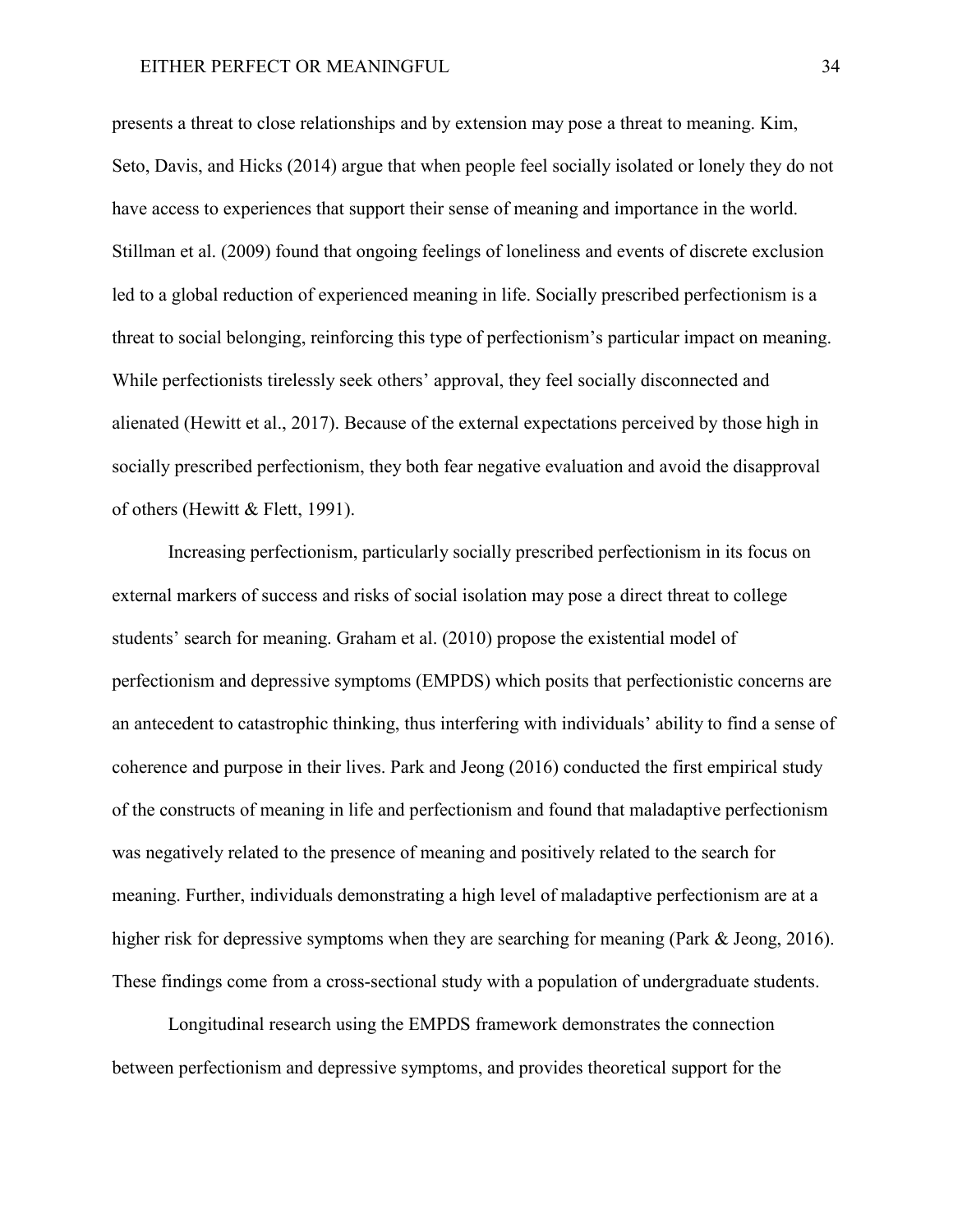presents a threat to close relationships and by extension may pose a threat to meaning. Kim, Seto, Davis, and Hicks (2014) argue that when people feel socially isolated or lonely they do not have access to experiences that support their sense of meaning and importance in the world. Stillman et al. (2009) found that ongoing feelings of loneliness and events of discrete exclusion led to a global reduction of experienced meaning in life. Socially prescribed perfectionism is a threat to social belonging, reinforcing this type of perfectionism's particular impact on meaning. While perfectionists tirelessly seek others' approval, they feel socially disconnected and alienated (Hewitt et al., 2017). Because of the external expectations perceived by those high in socially prescribed perfectionism, they both fear negative evaluation and avoid the disapproval of others (Hewitt & Flett, 1991).

Increasing perfectionism, particularly socially prescribed perfectionism in its focus on external markers of success and risks of social isolation may pose a direct threat to college students' search for meaning. Graham et al. (2010) propose the existential model of perfectionism and depressive symptoms (EMPDS) which posits that perfectionistic concerns are an antecedent to catastrophic thinking, thus interfering with individuals' ability to find a sense of coherence and purpose in their lives. Park and Jeong (2016) conducted the first empirical study of the constructs of meaning in life and perfectionism and found that maladaptive perfectionism was negatively related to the presence of meaning and positively related to the search for meaning. Further, individuals demonstrating a high level of maladaptive perfectionism are at a higher risk for depressive symptoms when they are searching for meaning (Park & Jeong, 2016). These findings come from a cross-sectional study with a population of undergraduate students.

Longitudinal research using the EMPDS framework demonstrates the connection between perfectionism and depressive symptoms, and provides theoretical support for the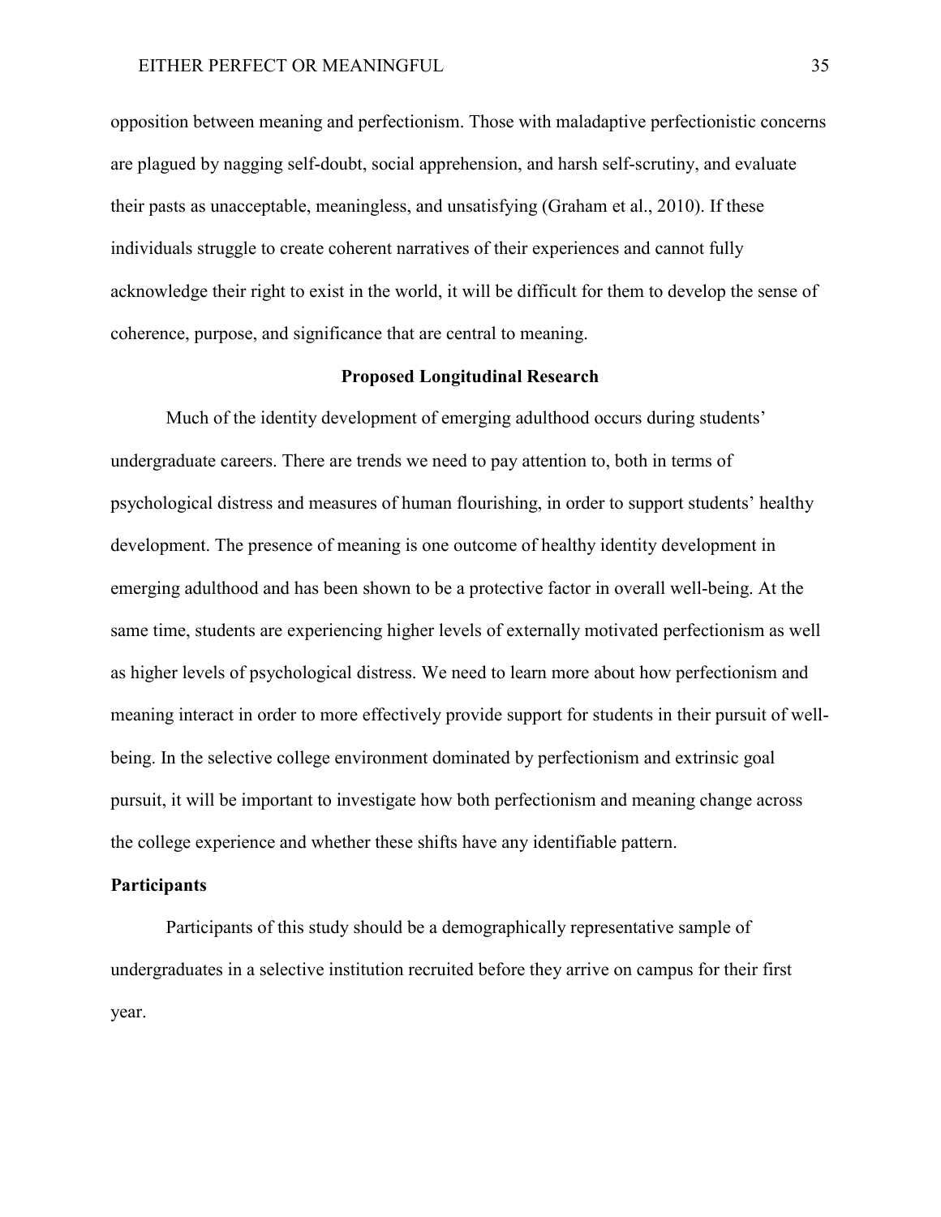opposition between meaning and perfectionism. Those with maladaptive perfectionistic concerns are plagued by nagging self-doubt, social apprehension, and harsh self-scrutiny, and evaluate their pasts as unacceptable, meaningless, and unsatisfying (Graham et al., 2010). If these individuals struggle to create coherent narratives of their experiences and cannot fully acknowledge their right to exist in the world, it will be difficult for them to develop the sense of coherence, purpose, and significance that are central to meaning.

## Proposed Longitudinal Research

Much of the identity development of emerging adulthood occurs during students' undergraduate careers. There are trends we need to pay attention to, both in terms of psychological distress and measures of human flourishing, in order to support students' healthy development. The presence of meaning is one outcome of healthy identity development in emerging adulthood and has been shown to be a protective factor in overall well-being. At the same time, students are experiencing higher levels of externally motivated perfectionism as well as higher levels of psychological distress. We need to learn more about how perfectionism and meaning interact in order to more effectively provide support for students in their pursuit of well-being. In the selective college environment dominated by perfectionism and extrinsic goal pursuit, it will be important to investigate how both perfectionism and meaning change across the college experience and whether these shifts have any identifiable pattern.

### Participants

Participants of this study should be a demographically representative sample of undergraduates in a selective institution recruited before they arrive on campus for their first year.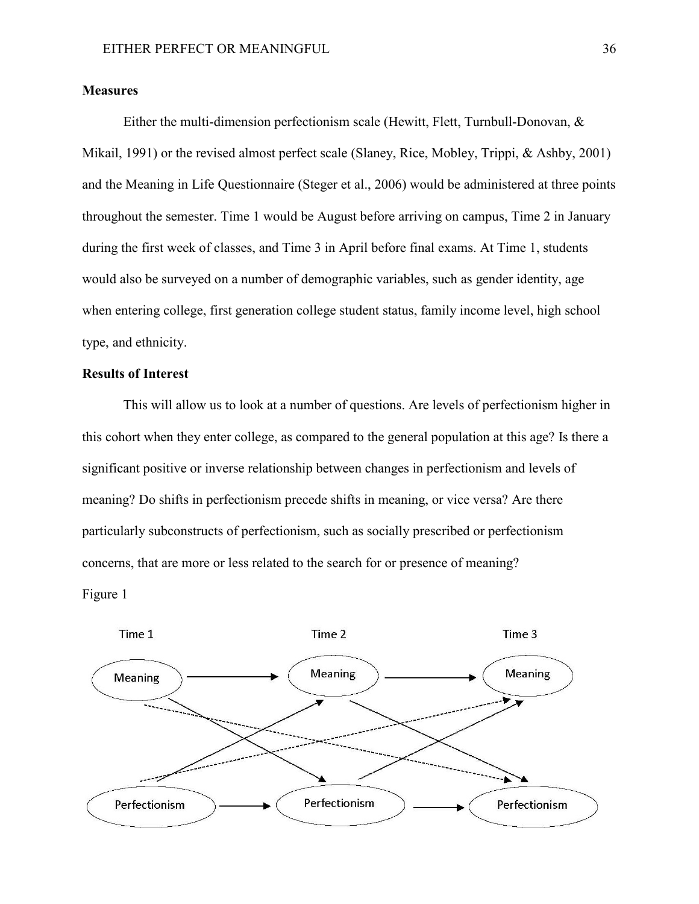**Measures**

Either the multi-dimension perfectionism scale (Hewitt, Flett, Turnbull-Donovan, & Mikail, 1991) or the revised almost perfect scale (Slaney, Rice, Mobley, Trippi, & Ashby, 2001) and the Meaning in Life Questionnaire (Steger et al., 2006) would be administered at three points throughout the semester. Time 1 would be August before arriving on campus, Time 2 in January during the first week of classes, and Time 3 in April before final exams. At Time 1, students would also be surveyed on a number of demographic variables, such as gender identity, age when entering college, first generation college student status, family income level, high school type, and ethnicity.

**Results of Interest**

This will allow us to look at a number of questions. Are levels of perfectionism higher in this cohort when they enter college, as compared to the general population at this age? Is there a significant positive or inverse relationship between changes in perfectionism and levels of meaning? Do shifts in perfectionism precede shifts in meaning, or vice versa? Are there particularly subconstructs of perfectionism, such as socially prescribed or perfectionism concerns, that are more or less related to the search for or presence of meaning?

Figure 1

Time 1 | Time 2 | Time 3

Meaning → Meaning → Meaning

Perfectionism → Perfectionism → Perfectionism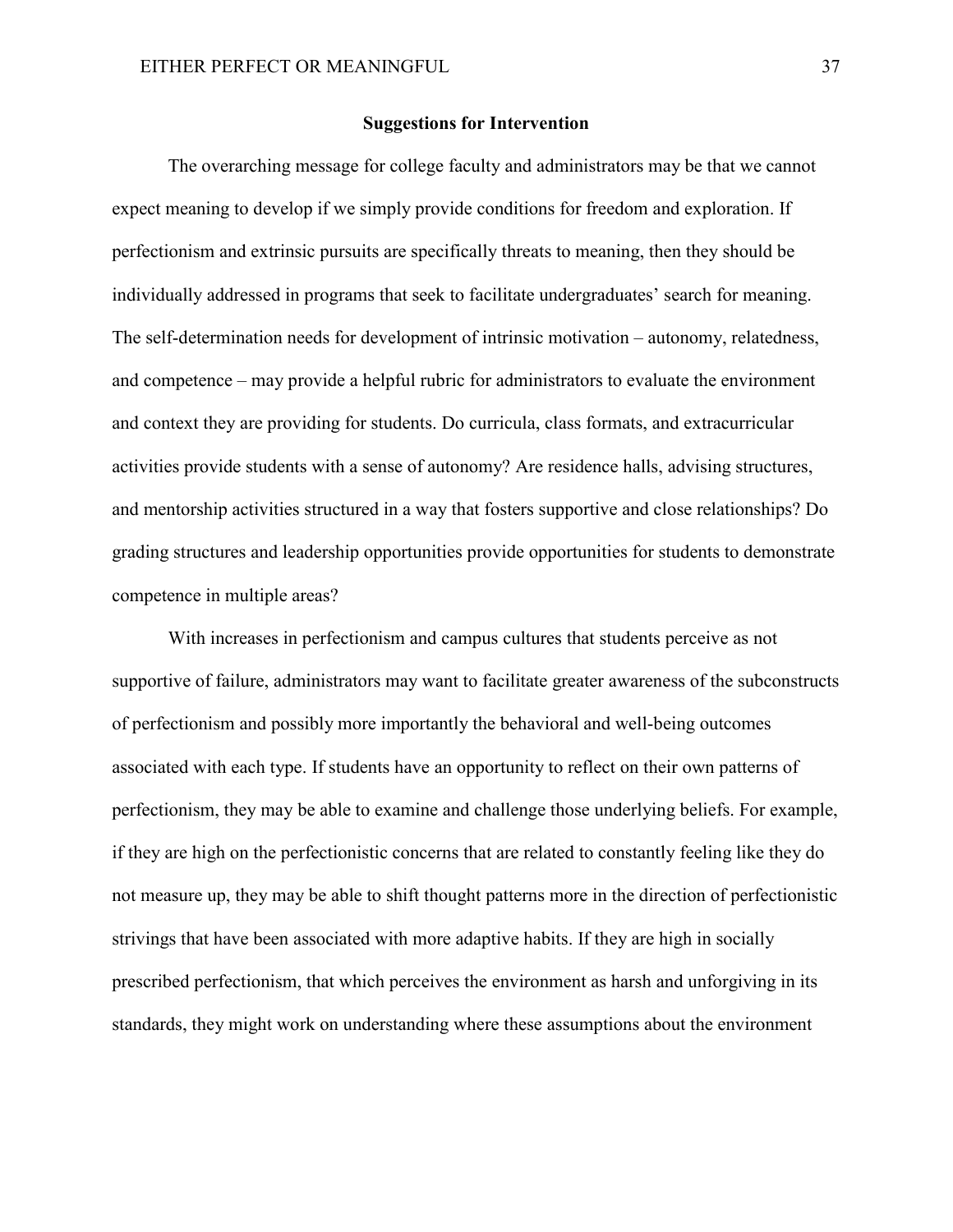## Suggestions for Intervention

The overarching message for college faculty and administrators may be that we cannot expect meaning to develop if we simply provide conditions for freedom and exploration. If perfectionism and extrinsic pursuits are specifically threats to meaning, then they should be individually addressed in programs that seek to facilitate undergraduates' search for meaning. The self-determination needs for development of intrinsic motivation – autonomy, relatedness, and competence – may provide a helpful rubric for administrators to evaluate the environment and context they are providing for students. Do curricula, class formats, and extracurricular activities provide students with a sense of autonomy? Are residence halls, advising structures, and mentorship activities structured in a way that fosters supportive and close relationships? Do grading structures and leadership opportunities provide opportunities for students to demonstrate competence in multiple areas?

With increases in perfectionism and campus cultures that students perceive as not supportive of failure, administrators may want to facilitate greater awareness of the subconstructs of perfectionism and possibly more importantly the behavioral and well-being outcomes associated with each type. If students have an opportunity to reflect on their own patterns of perfectionism, they may be able to examine and challenge those underlying beliefs. For example, if they are high on the perfectionistic concerns that are related to constantly feeling like they do not measure up, they may be able to shift thought patterns more in the direction of perfectionistic strivings that have been associated with more adaptive habits. If they are high in socially prescribed perfectionism, that which perceives the environment as harsh and unforgiving in its standards, they might work on understanding where these assumptions about the environment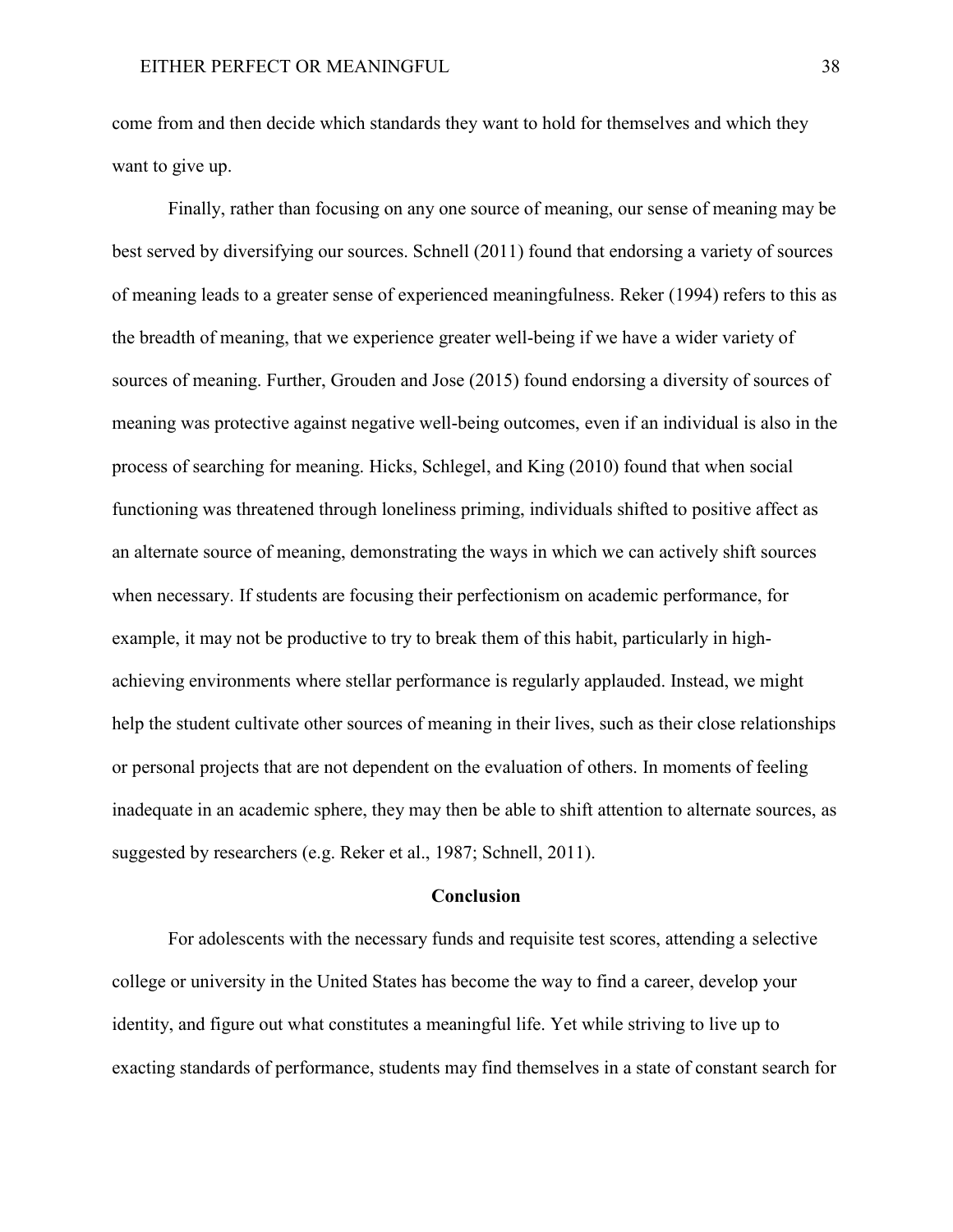come from and then decide which standards they want to hold for themselves and which they want to give up.

Finally, rather than focusing on any one source of meaning, our sense of meaning may be best served by diversifying our sources. Schnell (2011) found that endorsing a variety of sources of meaning leads to a greater sense of experienced meaningfulness. Reker (1994) refers to this as the breadth of meaning, that we experience greater well-being if we have a wider variety of sources of meaning. Further, Grouden and Jose (2015) found endorsing a diversity of sources of meaning was protective against negative well-being outcomes, even if an individual is also in the process of searching for meaning. Hicks, Schlegel, and King (2010) found that when social functioning was threatened through loneliness priming, individuals shifted to positive affect as an alternate source of meaning, demonstrating the ways in which we can actively shift sources when necessary. If students are focusing their perfectionism on academic performance, for example, it may not be productive to try to break them of this habit, particularly in high-achieving environments where stellar performance is regularly applauded. Instead, we might help the student cultivate other sources of meaning in their lives, such as their close relationships or personal projects that are not dependent on the evaluation of others. In moments of feeling inadequate in an academic sphere, they may then be able to shift attention to alternate sources, as suggested by researchers (e.g. Reker et al., 1987; Schnell, 2011).

## Conclusion

For adolescents with the necessary funds and requisite test scores, attending a selective college or university in the United States has become the way to find a career, develop your identity, and figure out what constitutes a meaningful life. Yet while striving to live up to exacting standards of performance, students may find themselves in a state of constant search for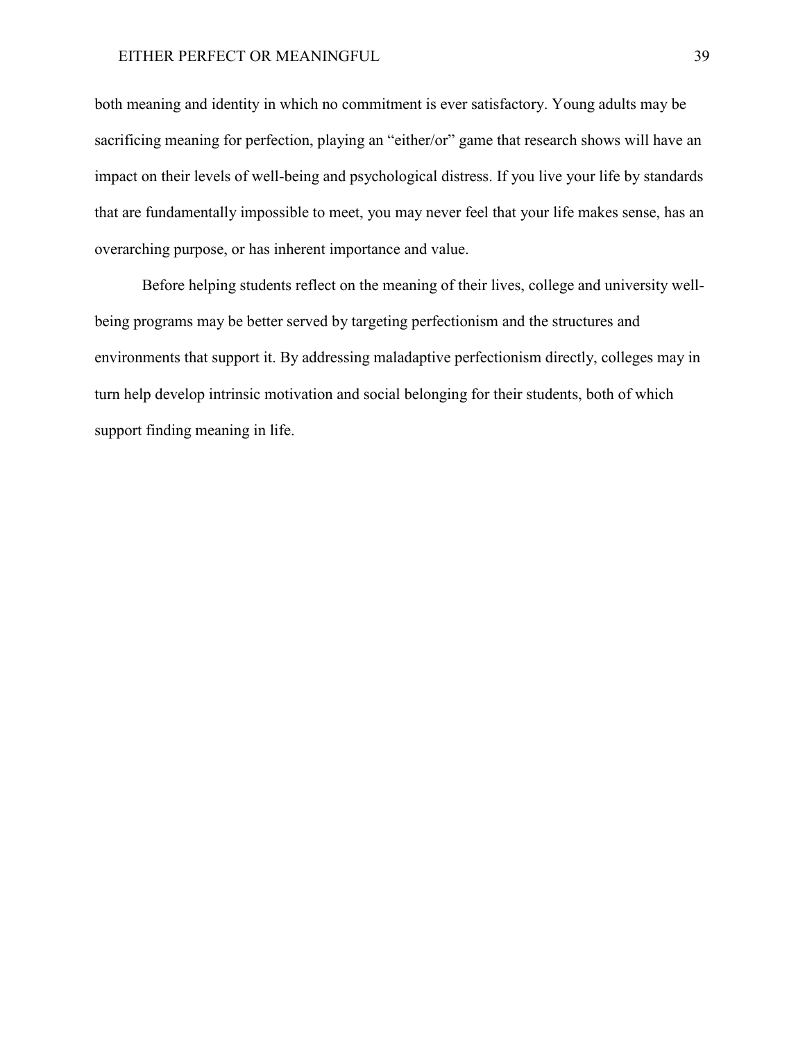both meaning and identity in which no commitment is ever satisfactory. Young adults may be sacrificing meaning for perfection, playing an "either/or" game that research shows will have an impact on their levels of well-being and psychological distress. If you live your life by standards that are fundamentally impossible to meet, you may never feel that your life makes sense, has an overarching purpose, or has inherent importance and value.

Before helping students reflect on the meaning of their lives, college and university well-being programs may be better served by targeting perfectionism and the structures and environments that support it. By addressing maladaptive perfectionism directly, colleges may in turn help develop intrinsic motivation and social belonging for their students, both of which support finding meaning in life.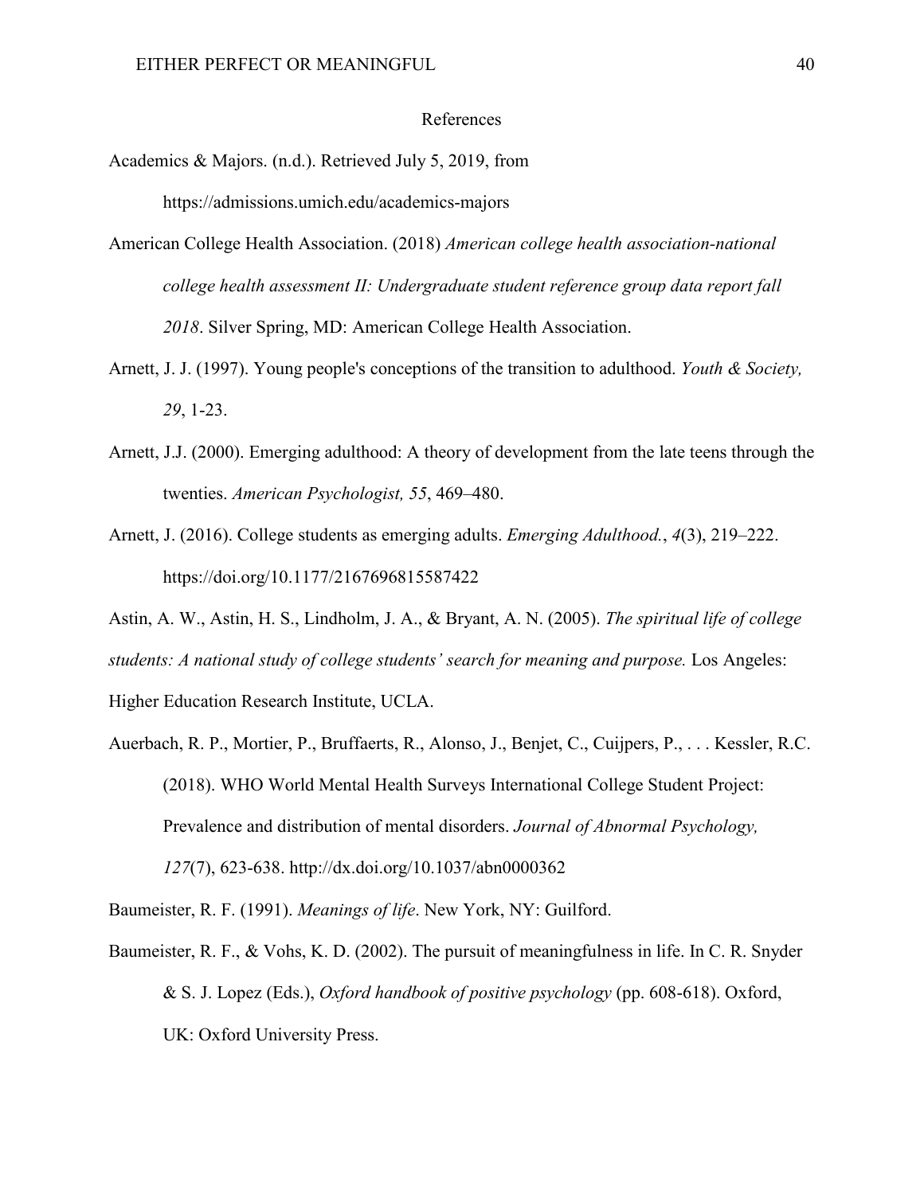# References

Academics & Majors. (n.d.). Retrieved July 5, 2019, from https://admissions.umich.edu/academics-majors

American College Health Association. (2018) *American college health association-national college health assessment II: Undergraduate student reference group data report fall 2018*. Silver Spring, MD: American College Health Association.

Arnett, J. J. (1997). Young people's conceptions of the transition to adulthood. *Youth & Society, 29*, 1-23.

Arnett, J.J. (2000). Emerging adulthood: A theory of development from the late teens through the twenties. *American Psychologist, 55*, 469–480.

Arnett, J. (2016). College students as emerging adults. *Emerging Adulthood.*, *4*(3), 219–222. https://doi.org/10.1177/2167696815587422

Astin, A. W., Astin, H. S., Lindholm, J. A., & Bryant, A. N. (2005). *The spiritual life of college students: A national study of college students' search for meaning and purpose.* Los Angeles: Higher Education Research Institute, UCLA.

Auerbach, R. P., Mortier, P., Bruffaerts, R., Alonso, J., Benjet, C., Cuijpers, P., . . . Kessler, R.C. (2018). WHO World Mental Health Surveys International College Student Project: Prevalence and distribution of mental disorders. *Journal of Abnormal Psychology, 127*(7), 623-638. http://dx.doi.org/10.1037/abn0000362

Baumeister, R. F. (1991). *Meanings of life*. New York, NY: Guilford.

Baumeister, R. F., & Vohs, K. D. (2002). The pursuit of meaningfulness in life. In C. R. Snyder & S. J. Lopez (Eds.), *Oxford handbook of positive psychology* (pp. 608-618). Oxford, UK: Oxford University Press.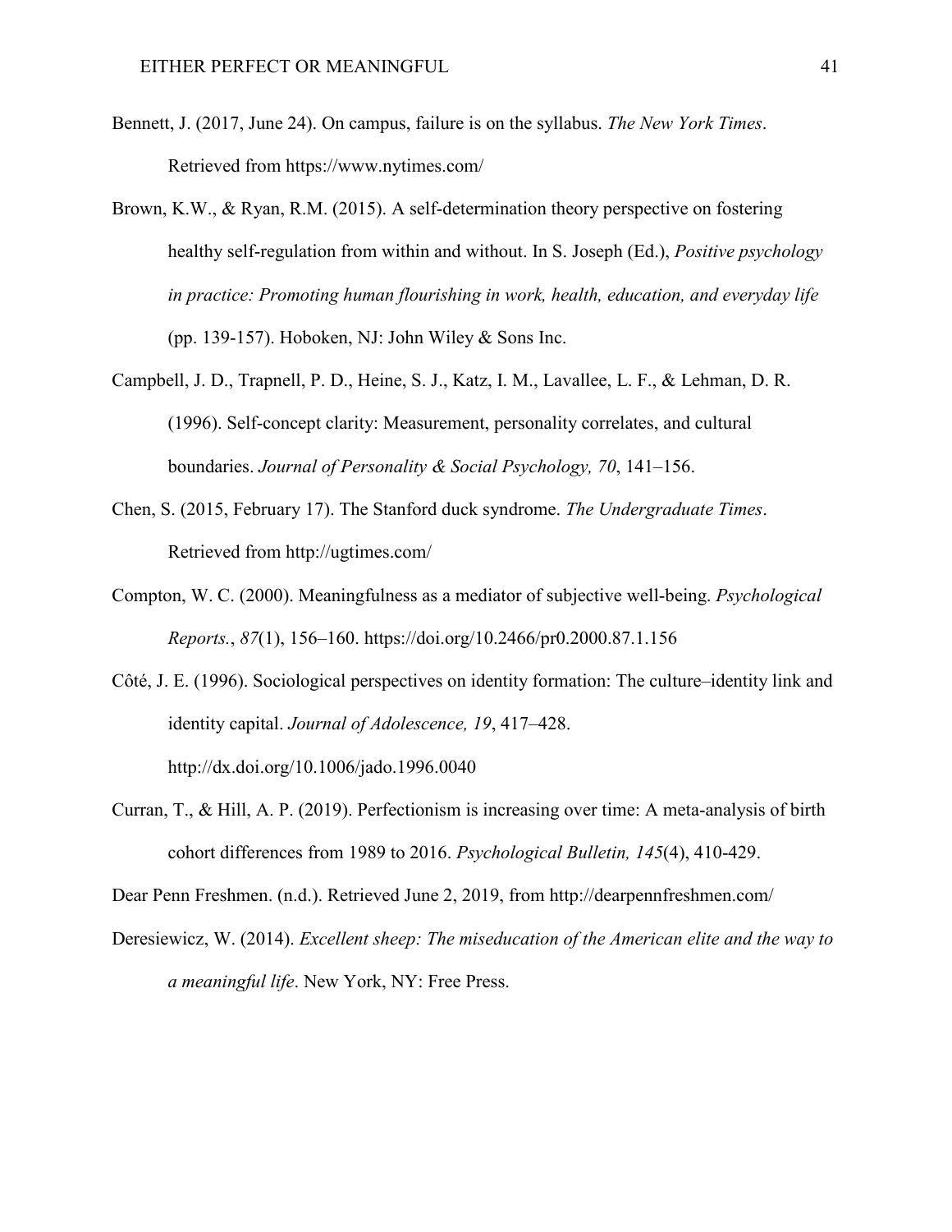Bennett, J. (2017, June 24). On campus, failure is on the syllabus. *The New York Times*. Retrieved from https://www.nytimes.com/

Brown, K.W., & Ryan, R.M. (2015). A self-determination theory perspective on fostering healthy self-regulation from within and without. In S. Joseph (Ed.), *Positive psychology in practice: Promoting human flourishing in work, health, education, and everyday life* (pp. 139-157). Hoboken, NJ: John Wiley & Sons Inc.

Campbell, J. D., Trapnell, P. D., Heine, S. J., Katz, I. M., Lavallee, L. F., & Lehman, D. R. (1996). Self-concept clarity: Measurement, personality correlates, and cultural boundaries. *Journal of Personality & Social Psychology, 70*, 141–156.

Chen, S. (2015, February 17). The Stanford duck syndrome. *The Undergraduate Times*. Retrieved from http://ugtimes.com/

Compton, W. C. (2000). Meaningfulness as a mediator of subjective well-being. *Psychological Reports.*, *87*(1), 156–160. https://doi.org/10.2466/pr0.2000.87.1.156

Côté, J. E. (1996). Sociological perspectives on identity formation: The culture–identity link and identity capital. *Journal of Adolescence, 19*, 417–428. http://dx.doi.org/10.1006/jado.1996.0040

Curran, T., & Hill, A. P. (2019). Perfectionism is increasing over time: A meta-analysis of birth cohort differences from 1989 to 2016. *Psychological Bulletin, 145*(4), 410-429.

Dear Penn Freshmen. (n.d.). Retrieved June 2, 2019, from http://dearpennfreshmen.com/

Deresiewicz, W. (2014). *Excellent sheep: The miseducation of the American elite and the way to a meaningful life*. New York, NY: Free Press.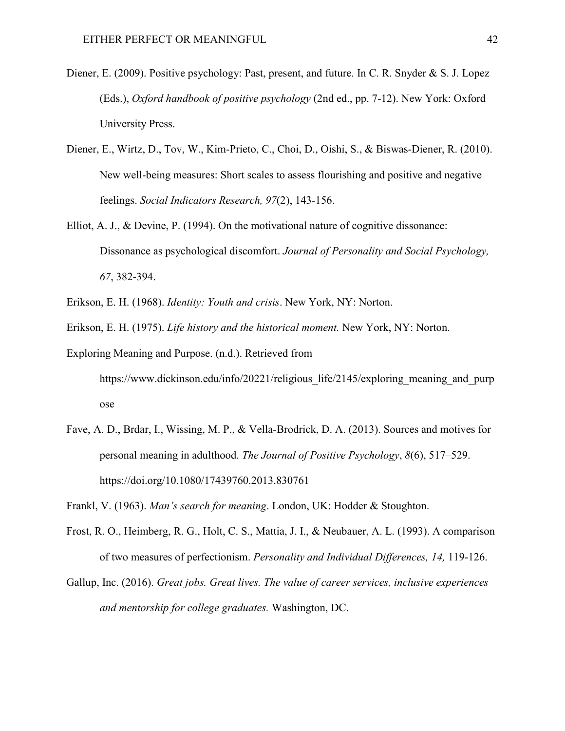Diener, E. (2009). Positive psychology: Past, present, and future. In C. R. Snyder & S. J. Lopez (Eds.), *Oxford handbook of positive psychology* (2nd ed., pp. 7-12). New York: Oxford University Press.

Diener, E., Wirtz, D., Tov, W., Kim-Prieto, C., Choi, D., Oishi, S., & Biswas-Diener, R. (2010). New well-being measures: Short scales to assess flourishing and positive and negative feelings. *Social Indicators Research, 97*(2), 143-156.

Elliot, A. J., & Devine, P. (1994). On the motivational nature of cognitive dissonance: Dissonance as psychological discomfort. *Journal of Personality and Social Psychology, 67*, 382-394.

Erikson, E. H. (1968). *Identity: Youth and crisis*. New York, NY: Norton.

Erikson, E. H. (1975). *Life history and the historical moment.* New York, NY: Norton.

Exploring Meaning and Purpose. (n.d.). Retrieved from https://www.dickinson.edu/info/20221/religious_life/2145/exploring_meaning_and_purpose

Fave, A. D., Brdar, I., Wissing, M. P., & Vella-Brodrick, D. A. (2013). Sources and motives for personal meaning in adulthood. *The Journal of Positive Psychology*, *8*(6), 517–529. https://doi.org/10.1080/17439760.2013.830761

Frankl, V. (1963). *Man's search for meaning*. London, UK: Hodder & Stoughton.

Frost, R. O., Heimberg, R. G., Holt, C. S., Mattia, J. I., & Neubauer, A. L. (1993). A comparison of two measures of perfectionism. *Personality and Individual Differences, 14,* 119-126.

Gallup, Inc. (2016). *Great jobs. Great lives. The value of career services, inclusive experiences and mentorship for college graduates.* Washington, DC.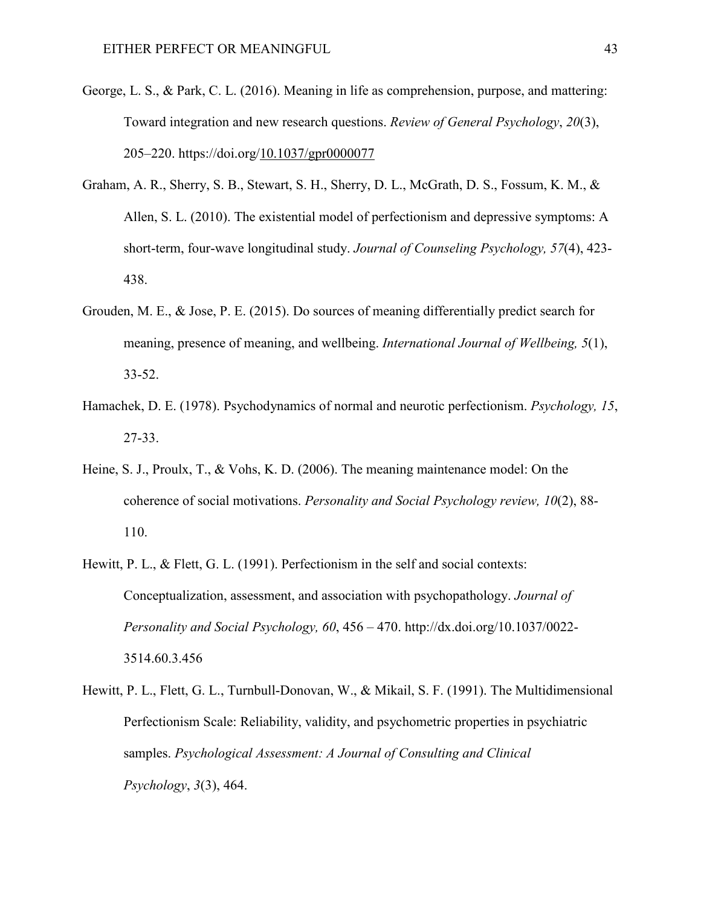George, L. S., & Park, C. L. (2016). Meaning in life as comprehension, purpose, and mattering: Toward integration and new research questions. *Review of General Psychology*, *20*(3), 205–220. https://doi.org/10.1037/gpr0000077

Graham, A. R., Sherry, S. B., Stewart, S. H., Sherry, D. L., McGrath, D. S., Fossum, K. M., & Allen, S. L. (2010). The existential model of perfectionism and depressive symptoms: A short-term, four-wave longitudinal study. *Journal of Counseling Psychology, 57*(4), 423-438.

Grouden, M. E., & Jose, P. E. (2015). Do sources of meaning differentially predict search for meaning, presence of meaning, and wellbeing. *International Journal of Wellbeing, 5*(1), 33-52.

Hamachek, D. E. (1978). Psychodynamics of normal and neurotic perfectionism. *Psychology, 15*, 27-33.

Heine, S. J., Proulx, T., & Vohs, K. D. (2006). The meaning maintenance model: On the coherence of social motivations. *Personality and Social Psychology review, 10*(2), 88-110.

Hewitt, P. L., & Flett, G. L. (1991). Perfectionism in the self and social contexts: Conceptualization, assessment, and association with psychopathology. *Journal of Personality and Social Psychology, 60*, 456 – 470. http://dx.doi.org/10.1037/0022-3514.60.3.456

Hewitt, P. L., Flett, G. L., Turnbull-Donovan, W., & Mikail, S. F. (1991). The Multidimensional Perfectionism Scale: Reliability, validity, and psychometric properties in psychiatric samples. *Psychological Assessment: A Journal of Consulting and Clinical Psychology*, *3*(3), 464.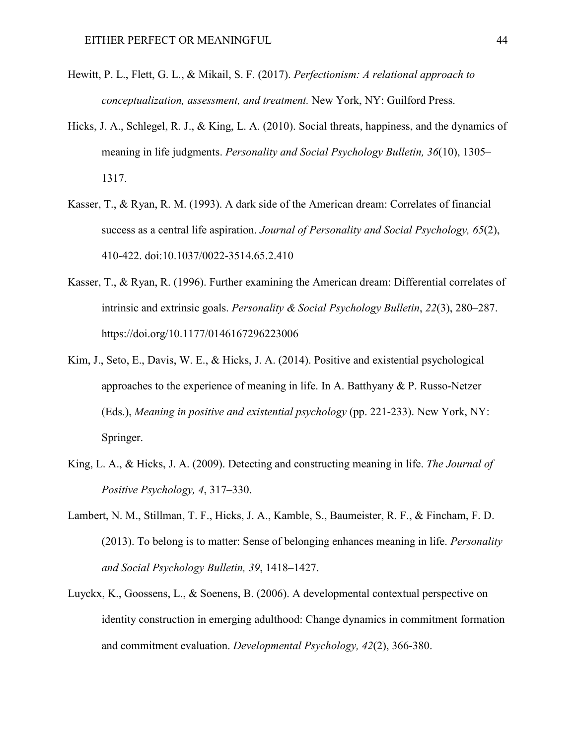Hewitt, P. L., Flett, G. L., & Mikail, S. F. (2017). *Perfectionism: A relational approach to conceptualization, assessment, and treatment.* New York, NY: Guilford Press.

Hicks, J. A., Schlegel, R. J., & King, L. A. (2010). Social threats, happiness, and the dynamics of meaning in life judgments. *Personality and Social Psychology Bulletin, 36*(10), 1305–1317.

Kasser, T., & Ryan, R. M. (1993). A dark side of the American dream: Correlates of financial success as a central life aspiration. *Journal of Personality and Social Psychology, 65*(2), 410-422. doi:10.1037/0022-3514.65.2.410

Kasser, T., & Ryan, R. (1996). Further examining the American dream: Differential correlates of intrinsic and extrinsic goals. *Personality & Social Psychology Bulletin*, *22*(3), 280–287. https://doi.org/10.1177/0146167296223006

Kim, J., Seto, E., Davis, W. E., & Hicks, J. A. (2014). Positive and existential psychological approaches to the experience of meaning in life. In A. Batthyany & P. Russo-Netzer (Eds.), *Meaning in positive and existential psychology* (pp. 221-233). New York, NY: Springer.

King, L. A., & Hicks, J. A. (2009). Detecting and constructing meaning in life. *The Journal of Positive Psychology, 4*, 317–330.

Lambert, N. M., Stillman, T. F., Hicks, J. A., Kamble, S., Baumeister, R. F., & Fincham, F. D. (2013). To belong is to matter: Sense of belonging enhances meaning in life. *Personality and Social Psychology Bulletin, 39*, 1418–1427.

Luyckx, K., Goossens, L., & Soenens, B. (2006). A developmental contextual perspective on identity construction in emerging adulthood: Change dynamics in commitment formation and commitment evaluation. *Developmental Psychology, 42*(2), 366-380.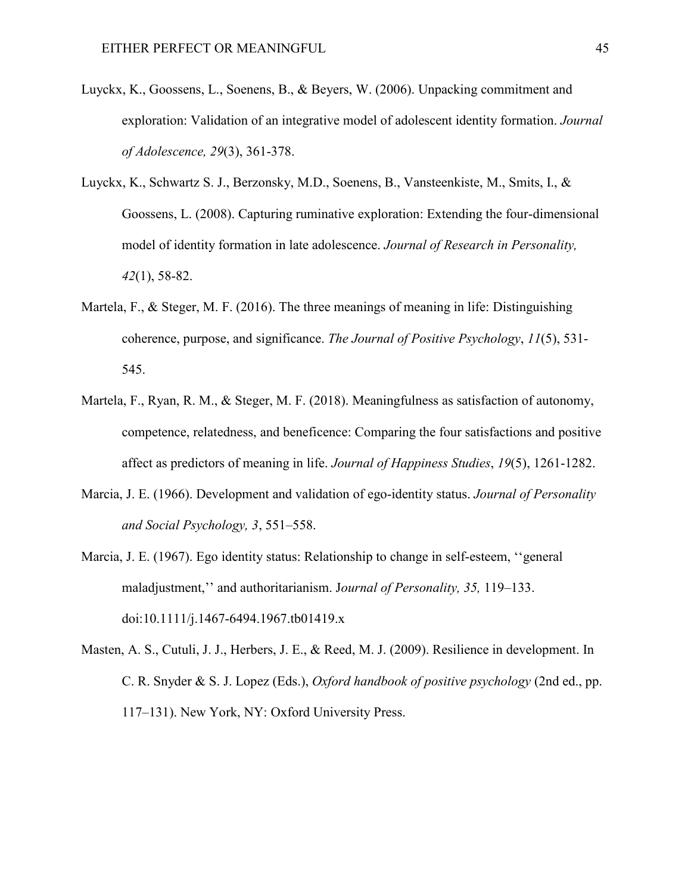Luyckx, K., Goossens, L., Soenens, B., & Beyers, W. (2006). Unpacking commitment and exploration: Validation of an integrative model of adolescent identity formation. *Journal of Adolescence, 29*(3), 361-378.

Luyckx, K., Schwartz S. J., Berzonsky, M.D., Soenens, B., Vansteenkiste, M., Smits, I., & Goossens, L. (2008). Capturing ruminative exploration: Extending the four-dimensional model of identity formation in late adolescence. *Journal of Research in Personality, 42*(1), 58-82.

Martela, F., & Steger, M. F. (2016). The three meanings of meaning in life: Distinguishing coherence, purpose, and significance. *The Journal of Positive Psychology*, *11*(5), 531-545.

Martela, F., Ryan, R. M., & Steger, M. F. (2018). Meaningfulness as satisfaction of autonomy, competence, relatedness, and beneficence: Comparing the four satisfactions and positive affect as predictors of meaning in life. *Journal of Happiness Studies*, *19*(5), 1261-1282.

Marcia, J. E. (1966). Development and validation of ego-identity status. *Journal of Personality and Social Psychology, 3*, 551–558.

Marcia, J. E. (1967). Ego identity status: Relationship to change in self-esteem, ‘‘general maladjustment,’’ and authoritarianism. J*ournal of Personality, 35,* 119–133. doi:10.1111/j.1467-6494.1967.tb01419.x

Masten, A. S., Cutuli, J. J., Herbers, J. E., & Reed, M. J. (2009). Resilience in development. In C. R. Snyder & S. J. Lopez (Eds.), *Oxford handbook of positive psychology* (2nd ed., pp. 117–131). New York, NY: Oxford University Press.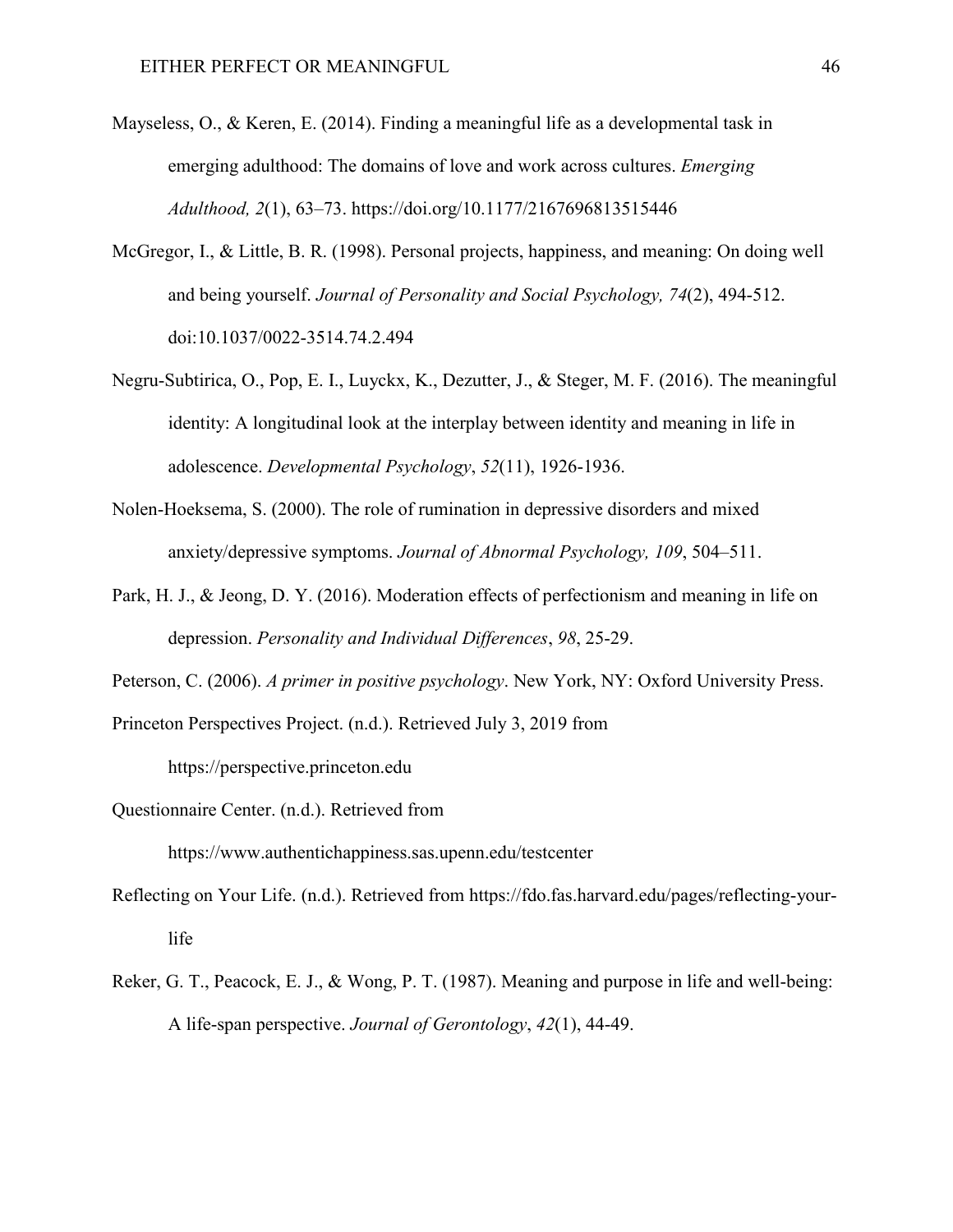Mayseless, O., & Keren, E. (2014). Finding a meaningful life as a developmental task in emerging adulthood: The domains of love and work across cultures. *Emerging Adulthood, 2*(1), 63–73. https://doi.org/10.1177/2167696813515446

McGregor, I., & Little, B. R. (1998). Personal projects, happiness, and meaning: On doing well and being yourself. *Journal of Personality and Social Psychology, 74*(2), 494-512. doi:10.1037/0022-3514.74.2.494

Negru-Subtirica, O., Pop, E. I., Luyckx, K., Dezutter, J., & Steger, M. F. (2016). The meaningful identity: A longitudinal look at the interplay between identity and meaning in life in adolescence. *Developmental Psychology*, *52*(11), 1926-1936.

Nolen-Hoeksema, S. (2000). The role of rumination in depressive disorders and mixed anxiety/depressive symptoms. *Journal of Abnormal Psychology, 109*, 504–511.

Park, H. J., & Jeong, D. Y. (2016). Moderation effects of perfectionism and meaning in life on depression. *Personality and Individual Differences*, *98*, 25-29.

Peterson, C. (2006). *A primer in positive psychology*. New York, NY: Oxford University Press.

Princeton Perspectives Project. (n.d.). Retrieved July 3, 2019 from https://perspective.princeton.edu

Questionnaire Center. (n.d.). Retrieved from https://www.authentichappiness.sas.upenn.edu/testcenter

Reflecting on Your Life. (n.d.). Retrieved from https://fdo.fas.harvard.edu/pages/reflecting-your-life

Reker, G. T., Peacock, E. J., & Wong, P. T. (1987). Meaning and purpose in life and well-being: A life-span perspective. *Journal of Gerontology*, *42*(1), 44-49.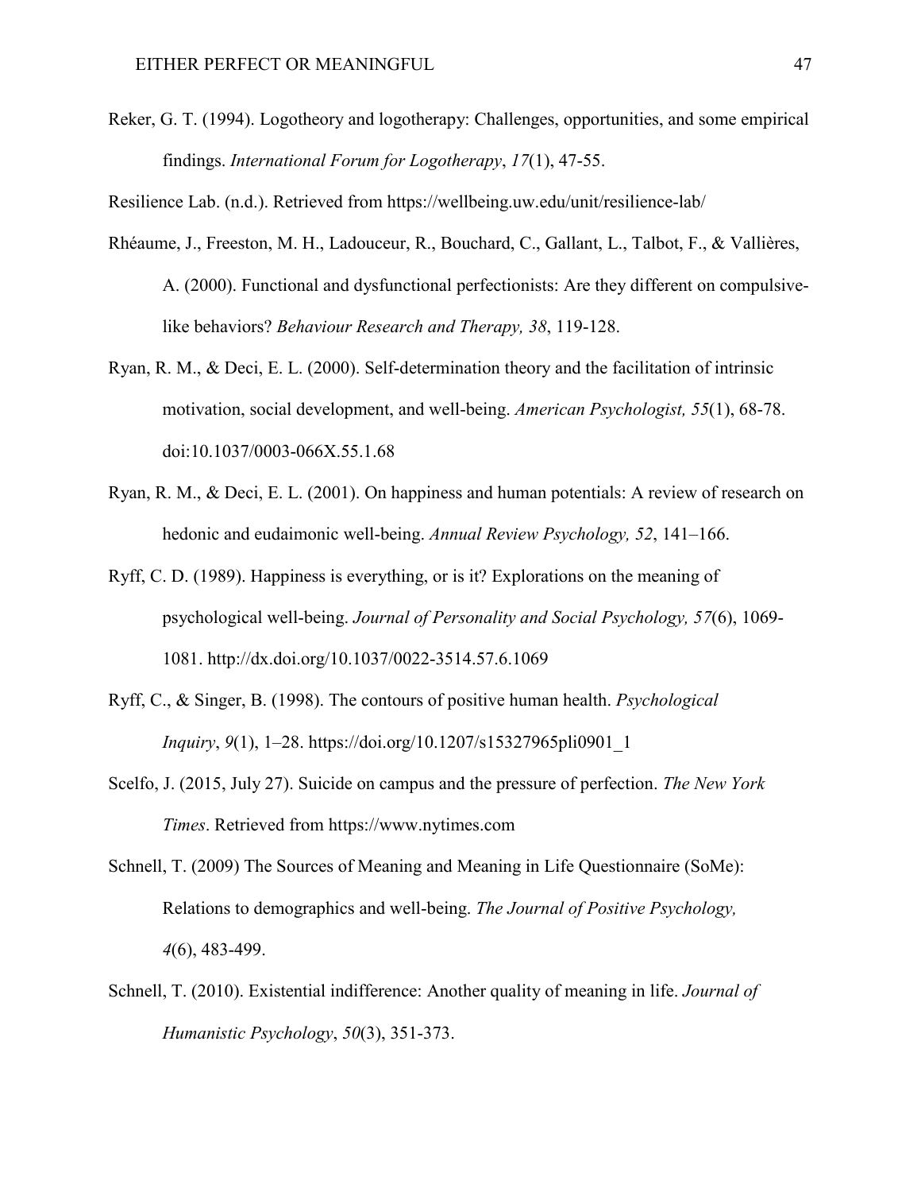Reker, G. T. (1994). Logotheory and logotherapy: Challenges, opportunities, and some empirical findings. *International Forum for Logotherapy*, *17*(1), 47-55.

Resilience Lab. (n.d.). Retrieved from https://wellbeing.uw.edu/unit/resilience-lab/

Rhéaume, J., Freeston, M. H., Ladouceur, R., Bouchard, C., Gallant, L., Talbot, F., & Vallières, A. (2000). Functional and dysfunctional perfectionists: Are they different on compulsive-like behaviors? *Behaviour Research and Therapy, 38*, 119-128.

Ryan, R. M., & Deci, E. L. (2000). Self-determination theory and the facilitation of intrinsic motivation, social development, and well-being. *American Psychologist, 55*(1), 68-78. doi:10.1037/0003-066X.55.1.68

Ryan, R. M., & Deci, E. L. (2001). On happiness and human potentials: A review of research on hedonic and eudaimonic well-being. *Annual Review Psychology, 52*, 141–166.

Ryff, C. D. (1989). Happiness is everything, or is it? Explorations on the meaning of psychological well-being. *Journal of Personality and Social Psychology, 57*(6), 1069-1081. http://dx.doi.org/10.1037/0022-3514.57.6.1069

Ryff, C., & Singer, B. (1998). The contours of positive human health. *Psychological Inquiry*, *9*(1), 1–28. https://doi.org/10.1207/s15327965pli0901_1

Scelfo, J. (2015, July 27). Suicide on campus and the pressure of perfection. *The New York Times*. Retrieved from https://www.nytimes.com

Schnell, T. (2009) The Sources of Meaning and Meaning in Life Questionnaire (SoMe): Relations to demographics and well-being. *The Journal of Positive Psychology, 4*(6), 483-499.

Schnell, T. (2010). Existential indifference: Another quality of meaning in life. *Journal of Humanistic Psychology*, *50*(3), 351-373.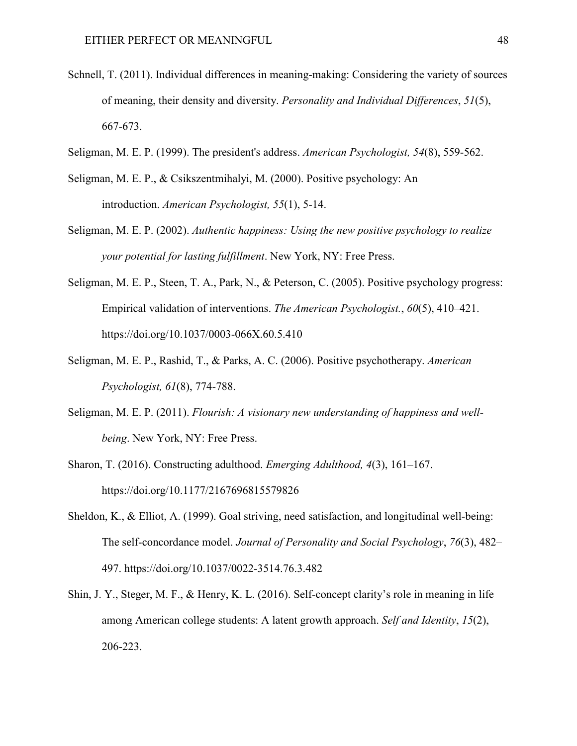Schnell, T. (2011). Individual differences in meaning-making: Considering the variety of sources of meaning, their density and diversity. *Personality and Individual Differences*, *51*(5), 667-673.

Seligman, M. E. P. (1999). The president's address. *American Psychologist, 54*(8), 559-562.

Seligman, M. E. P., & Csikszentmihalyi, M. (2000). Positive psychology: An introduction. *American Psychologist, 55*(1), 5-14.

Seligman, M. E. P. (2002). *Authentic happiness: Using the new positive psychology to realize your potential for lasting fulfillment*. New York, NY: Free Press.

Seligman, M. E. P., Steen, T. A., Park, N., & Peterson, C. (2005). Positive psychology progress: Empirical validation of interventions. *The American Psychologist.*, *60*(5), 410–421. https://doi.org/10.1037/0003-066X.60.5.410

Seligman, M. E. P., Rashid, T., & Parks, A. C. (2006). Positive psychotherapy. *American Psychologist, 61*(8), 774-788.

Seligman, M. E. P. (2011). *Flourish: A visionary new understanding of happiness and well-being*. New York, NY: Free Press.

Sharon, T. (2016). Constructing adulthood. *Emerging Adulthood, 4*(3), 161–167. https://doi.org/10.1177/2167696815579826

Sheldon, K., & Elliot, A. (1999). Goal striving, need satisfaction, and longitudinal well-being: The self-concordance model. *Journal of Personality and Social Psychology*, *76*(3), 482–497. https://doi.org/10.1037/0022-3514.76.3.482

Shin, J. Y., Steger, M. F., & Henry, K. L. (2016). Self-concept clarity's role in meaning in life among American college students: A latent growth approach. *Self and Identity*, *15*(2), 206-223.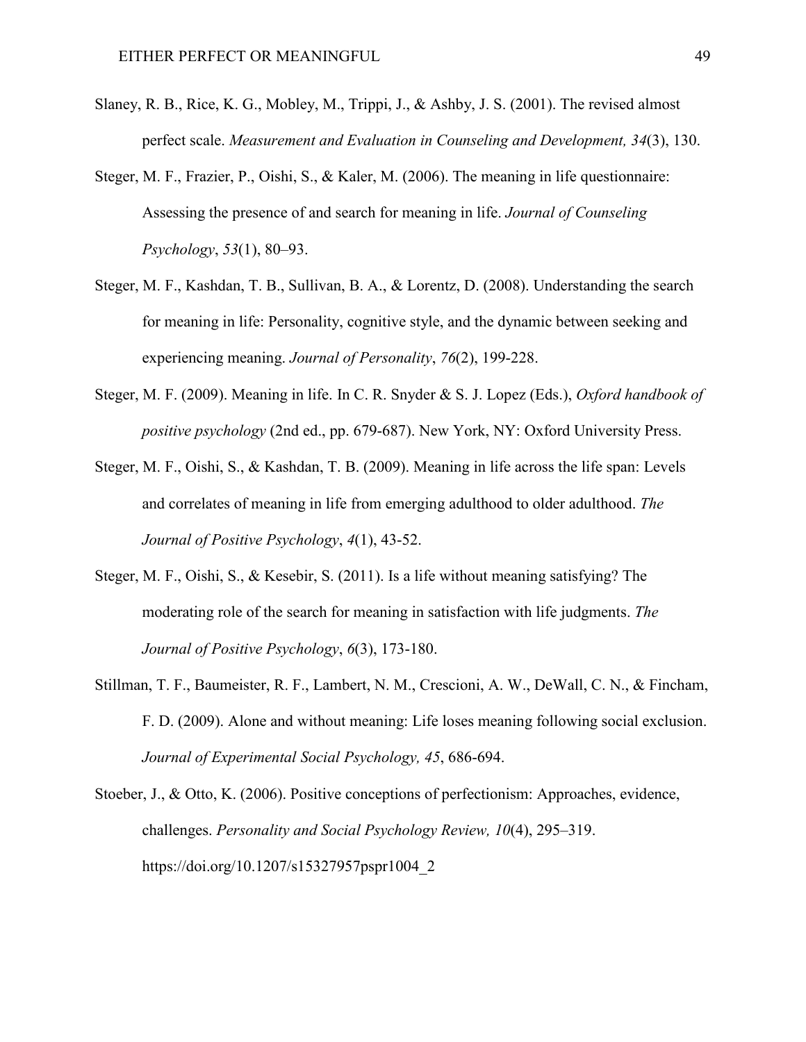Slaney, R. B., Rice, K. G., Mobley, M., Trippi, J., & Ashby, J. S. (2001). The revised almost perfect scale. *Measurement and Evaluation in Counseling and Development, 34*(3), 130.

Steger, M. F., Frazier, P., Oishi, S., & Kaler, M. (2006). The meaning in life questionnaire: Assessing the presence of and search for meaning in life. *Journal of Counseling Psychology*, *53*(1), 80–93.

Steger, M. F., Kashdan, T. B., Sullivan, B. A., & Lorentz, D. (2008). Understanding the search for meaning in life: Personality, cognitive style, and the dynamic between seeking and experiencing meaning. *Journal of Personality*, *76*(2), 199-228.

Steger, M. F. (2009). Meaning in life. In C. R. Snyder & S. J. Lopez (Eds.), *Oxford handbook of positive psychology* (2nd ed., pp. 679-687). New York, NY: Oxford University Press.

Steger, M. F., Oishi, S., & Kashdan, T. B. (2009). Meaning in life across the life span: Levels and correlates of meaning in life from emerging adulthood to older adulthood. *The Journal of Positive Psychology*, *4*(1), 43-52.

Steger, M. F., Oishi, S., & Kesebir, S. (2011). Is a life without meaning satisfying? The moderating role of the search for meaning in satisfaction with life judgments. *The Journal of Positive Psychology*, *6*(3), 173-180.

Stillman, T. F., Baumeister, R. F., Lambert, N. M., Crescioni, A. W., DeWall, C. N., & Fincham, F. D. (2009). Alone and without meaning: Life loses meaning following social exclusion. *Journal of Experimental Social Psychology, 45*, 686-694.

Stoeber, J., & Otto, K. (2006). Positive conceptions of perfectionism: Approaches, evidence, challenges. *Personality and Social Psychology Review, 10*(4), 295–319. https://doi.org/10.1207/s15327957pspr1004_2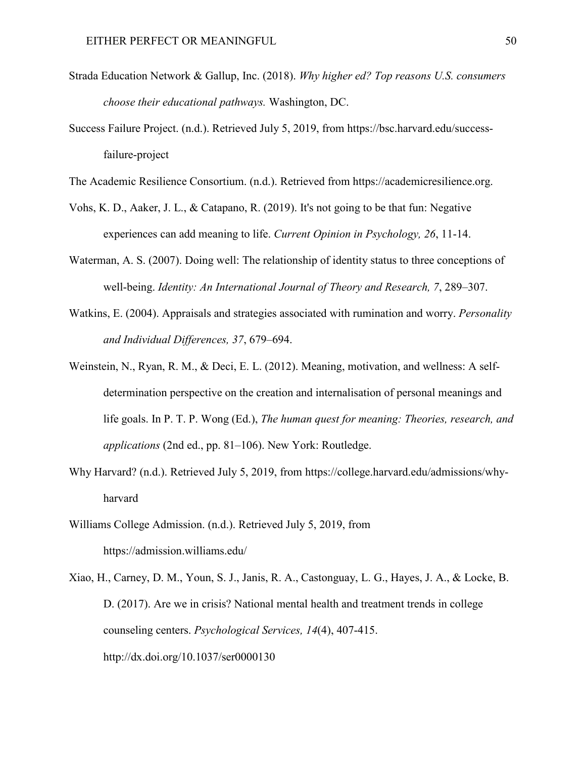Strada Education Network & Gallup, Inc. (2018). *Why higher ed? Top reasons U.S. consumers choose their educational pathways.* Washington, DC.

Success Failure Project. (n.d.). Retrieved July 5, 2019, from https://bsc.harvard.edu/success-failure-project

The Academic Resilience Consortium. (n.d.). Retrieved from https://academicresilience.org.

Vohs, K. D., Aaker, J. L., & Catapano, R. (2019). It's not going to be that fun: Negative experiences can add meaning to life. *Current Opinion in Psychology, 26*, 11-14.

Waterman, A. S. (2007). Doing well: The relationship of identity status to three conceptions of well-being. *Identity: An International Journal of Theory and Research, 7*, 289–307.

Watkins, E. (2004). Appraisals and strategies associated with rumination and worry. *Personality and Individual Differences, 37*, 679–694.

Weinstein, N., Ryan, R. M., & Deci, E. L. (2012). Meaning, motivation, and wellness: A self-determination perspective on the creation and internalisation of personal meanings and life goals. In P. T. P. Wong (Ed.), *The human quest for meaning: Theories, research, and applications* (2nd ed., pp. 81–106). New York: Routledge.

Why Harvard? (n.d.). Retrieved July 5, 2019, from https://college.harvard.edu/admissions/why-harvard

Williams College Admission. (n.d.). Retrieved July 5, 2019, from https://admission.williams.edu/

Xiao, H., Carney, D. M., Youn, S. J., Janis, R. A., Castonguay, L. G., Hayes, J. A., & Locke, B. D. (2017). Are we in crisis? National mental health and treatment trends in college counseling centers. *Psychological Services, 14*(4), 407-415. http://dx.doi.org/10.1037/ser0000130